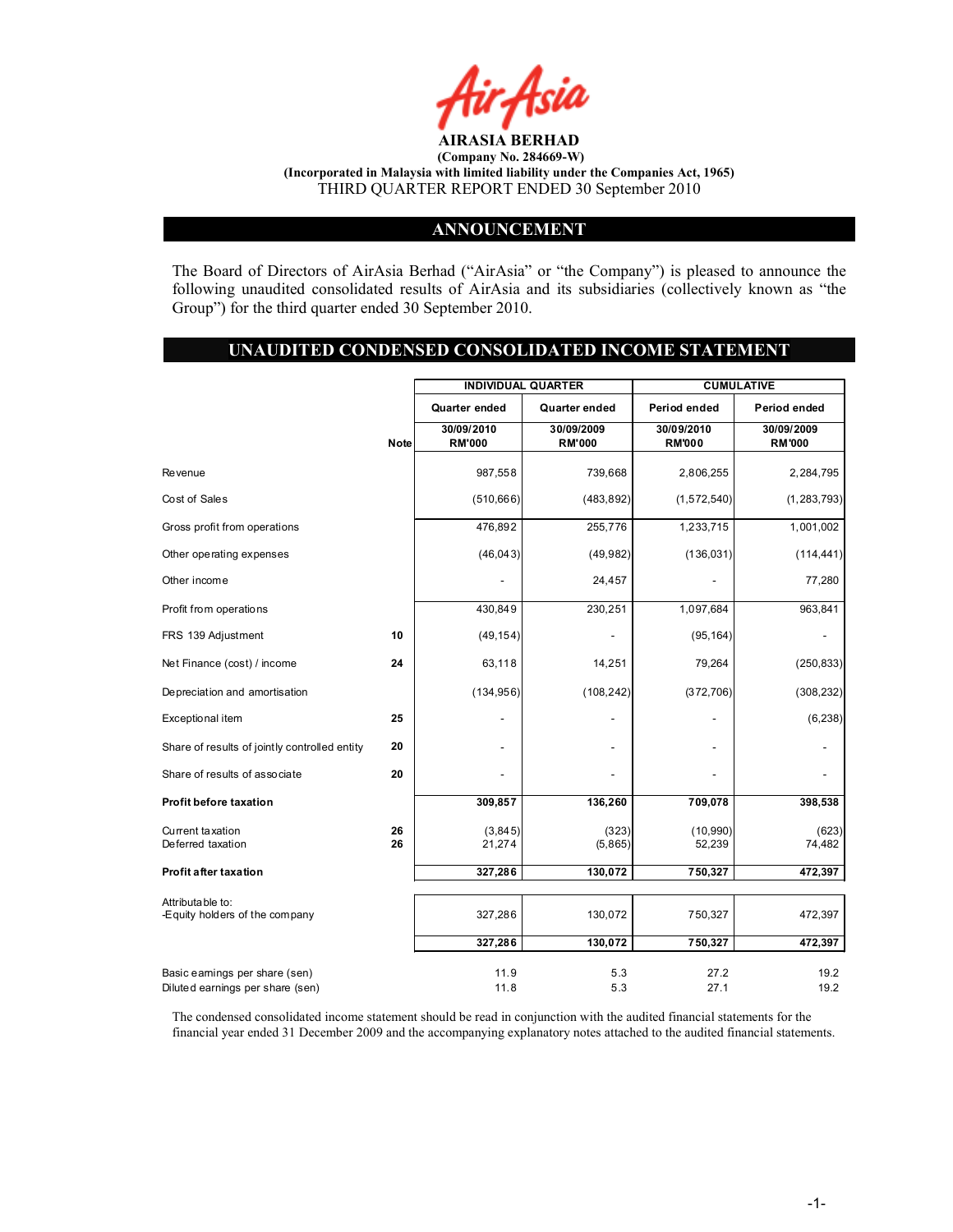**AIRASIA BERHAD**

**(Company No. 284669-W)**

**(Incorporated in Malaysia with limited liability under the Companies Act, 1965)**

THIRD QUARTER REPORT ENDED 30 September 2010

## ANNOUNCEMENT

The Board of Directors of AirAsia Berhad ("AirAsia" or "the Company") is pleased to announce the following unaudited consolidated results of AirAsia and its subsidiaries (collectively known as "the Group") for the third quarter ended 30 September 2010.

## UNAUDITED CONDENSED CONSOLIDATED INCOME STATEMENT

| | | INDIVIDUAL QUARTER | | CUMULATIVE | |
|---|---|---|---|---|---|
| | | Quarter ended | Quarter ended | Period ended | Period ended |
| | Note | 30/09/2010 RM'000 | 30/09/2009 RM'000 | 30/09/2010 RM'000 | 30/09/2009 RM'000 |
| Revenue | | 987,558 | 739,668 | 2,806,255 | 2,284,795 |
| Cost of Sales | | (510,666) | (483,892) | (1,572,540) | (1,283,793) |
| Gross profit from operations | | 476,892 | 255,776 | 1,233,715 | 1,001,002 |
| Other operating expenses | | (46,043) | (49,982) | (136,031) | (114,441) |
| Other income | | - | 24,457 | - | 77,280 |
| Profit from operations | | 430,849 | 230,251 | 1,097,684 | 963,841 |
| FRS 139 Adjustment | 10 | (49,154) | - | (95,164) | - |
| Net Finance (cost) / income | 24 | 63,118 | 14,251 | 79,264 | (250,833) |
| Depreciation and amortisation | | (134,956) | (108,242) | (372,706) | (308,232) |
| Exceptional item | 25 | - | - | - | (6,238) |
| Share of results of jointly controlled entity | 20 | - | - | - | - |
| Share of results of associate | 20 | - | - | - | - |
| **Profit before taxation** | | **309,857** | **136,260** | **709,078** | **398,538** |
| Current taxation | 26 | (3,845) | (323) | (10,990) | (623) |
| Deferred taxation | 26 | 21,274 | (5,865) | 52,239 | 74,482 |
| **Profit after taxation** | | **327,286** | **130,072** | **750,327** | **472,397** |
| Attributable to: | | | | | |
| -Equity holders of the company | | 327,286 | 130,072 | 750,327 | 472,397 |
| | | **327,286** | **130,072** | **750,327** | **472,397** |
| Basic earnings per share (sen) | | 11.9 | 5.3 | 27.2 | 19.2 |
| Diluted earnings per share (sen) | | 11.8 | 5.3 | 27.1 | 19.2 |

The condensed consolidated income statement should be read in conjunction with the audited financial statements for the financial year ended 31 December 2009 and the accompanying explanatory notes attached to the audited financial statements.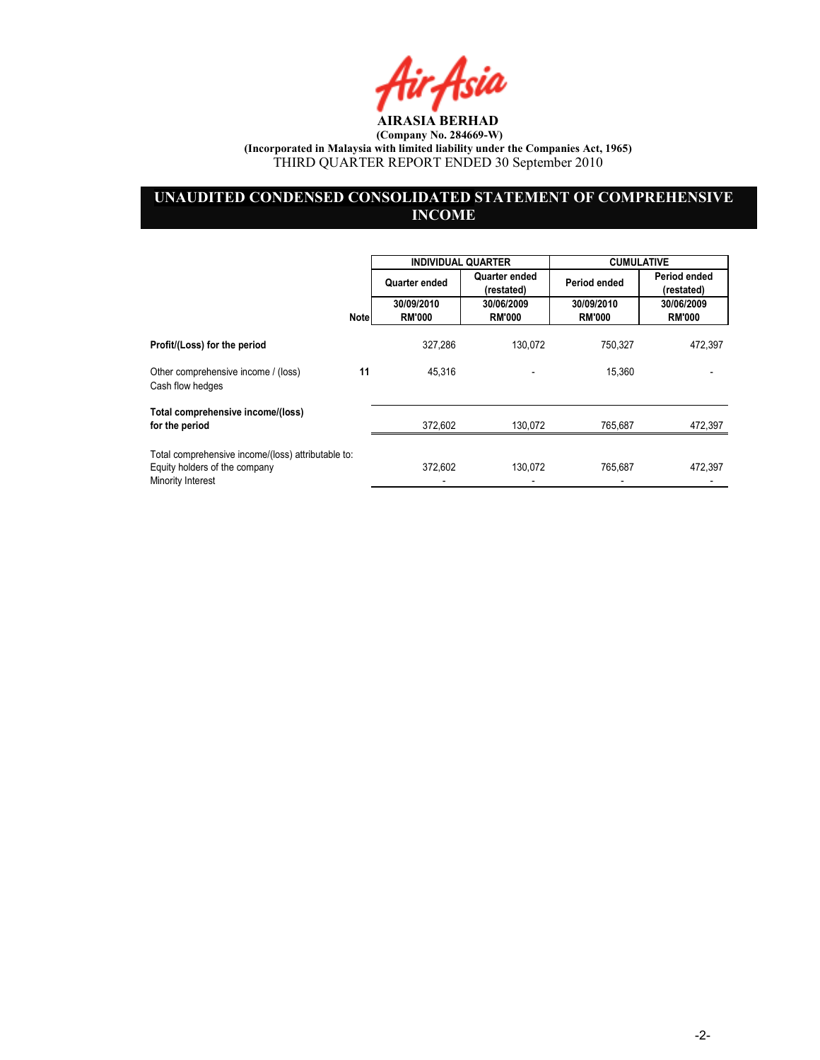**AIRASIA BERHAD**

**(Company No. 284669-W)**

**(Incorporated in Malaysia with limited liability under the Companies Act, 1965)**

THIRD QUARTER REPORT ENDED 30 September 2010

## UNAUDITED CONDENSED CONSOLIDATED STATEMENT OF COMPREHENSIVE INCOME

| | Note | INDIVIDUAL QUARTER | | CUMULATIVE | |
|---|---|---|---|---|---|
| | | Quarter ended | Quarter ended (restated) | Period ended | Period ended (restated) |
| | | 30/09/2010 RM'000 | 30/06/2009 RM'000 | 30/09/2010 RM'000 | 30/06/2009 RM'000 |
| **Profit/(Loss) for the period** | | 327,286 | 130,072 | 750,327 | 472,397 |
| Other comprehensive income / (loss) Cash flow hedges | 11 | 45,316 | - | 15,360 | - |
| **Total comprehensive income/(loss) for the period** | | 372,602 | 130,072 | 765,687 | 472,397 |
| Total comprehensive income/(loss) attributable to: | | | | | |
| Equity holders of the company | | 372,602 | 130,072 | 765,687 | 472,397 |
| Minority Interest | | - | - | - | - |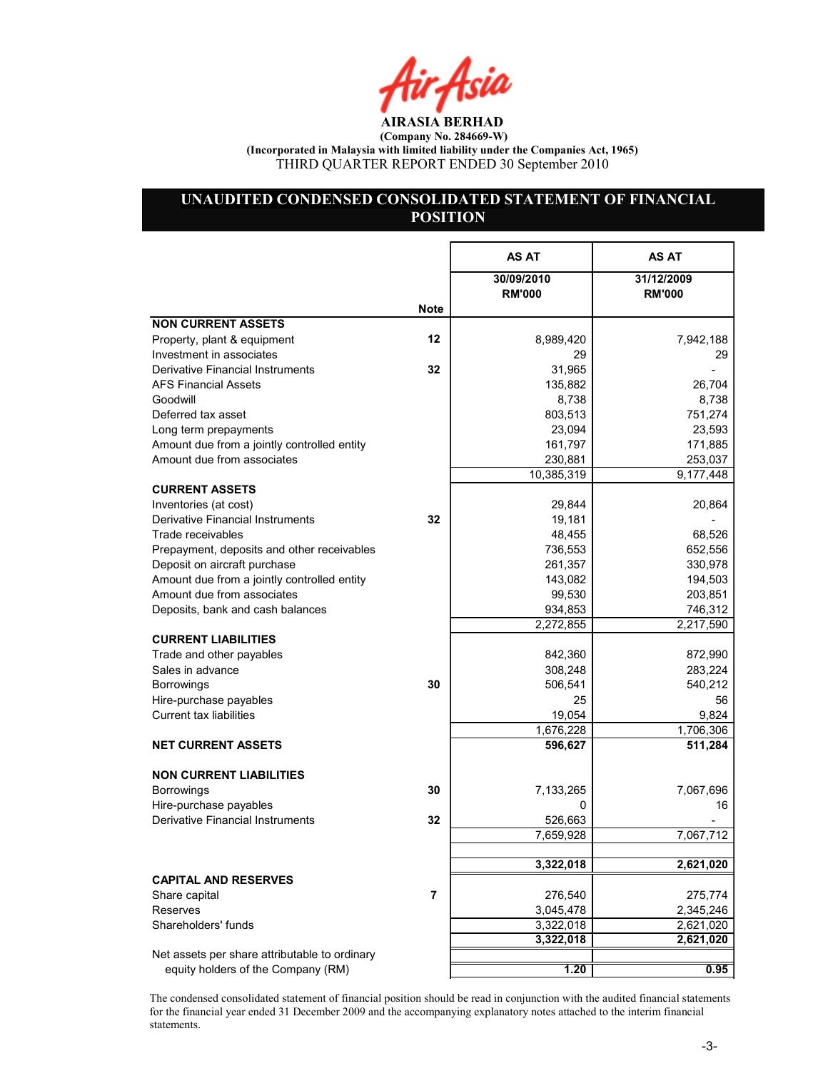**AIRASIA BERHAD**

**(Company No. 284669-W)**

**(Incorporated in Malaysia with limited liability under the Companies Act, 1965)**

THIRD QUARTER REPORT ENDED 30 September 2010

## UNAUDITED CONDENSED CONSOLIDATED STATEMENT OF FINANCIAL POSITION

| | Note | AS AT 30/09/2010 RM'000 | AS AT 31/12/2009 RM'000 |
|---|---|---|---|
| **NON CURRENT ASSETS** | | | |
| Property, plant & equipment | 12 | 8,989,420 | 7,942,188 |
| Investment in associates | | 29 | 29 |
| Derivative Financial Instruments | 32 | 31,965 | - |
| AFS Financial Assets | | 135,882 | 26,704 |
| Goodwill | | 8,738 | 8,738 |
| Deferred tax asset | | 803,513 | 751,274 |
| Long term prepayments | | 23,094 | 23,593 |
| Amount due from a jointly controlled entity | | 161,797 | 171,885 |
| Amount due from associates | | 230,881 | 253,037 |
| | | 10,385,319 | 9,177,448 |
| **CURRENT ASSETS** | | | |
| Inventories (at cost) | | 29,844 | 20,864 |
| Derivative Financial Instruments | 32 | 19,181 | - |
| Trade receivables | | 48,455 | 68,526 |
| Prepayment, deposits and other receivables | | 736,553 | 652,556 |
| Deposit on aircraft purchase | | 261,357 | 330,978 |
| Amount due from a jointly controlled entity | | 143,082 | 194,503 |
| Amount due from associates | | 99,530 | 203,851 |
| Deposits, bank and cash balances | | 934,853 | 746,312 |
| | | 2,272,855 | 2,217,590 |
| **CURRENT LIABILITIES** | | | |
| Trade and other payables | | 842,360 | 872,990 |
| Sales in advance | | 308,248 | 283,224 |
| Borrowings | 30 | 506,541 | 540,212 |
| Hire-purchase payables | | 25 | 56 |
| Current tax liabilities | | 19,054 | 9,824 |
| | | 1,676,228 | 1,706,306 |
| **NET CURRENT ASSETS** | | **596,627** | **511,284** |
| **NON CURRENT LIABILITIES** | | | |
| Borrowings | 30 | 7,133,265 | 7,067,696 |
| Hire-purchase payables | | 0 | 16 |
| Derivative Financial Instruments | 32 | 526,663 | - |
| | | 7,659,928 | 7,067,712 |
| | | **3,322,018** | **2,621,020** |
| **CAPITAL AND RESERVES** | | | |
| Share capital | 7 | 276,540 | 275,774 |
| Reserves | | 3,045,478 | 2,345,246 |
| Shareholders' funds | | 3,322,018 | 2,621,020 |
| | | **3,322,018** | **2,621,020** |
| Net assets per share attributable to ordinary equity holders of the Company (RM) | | **1.20** | **0.95** |

The condensed consolidated statement of financial position should be read in conjunction with the audited financial statements for the financial year ended 31 December 2009 and the accompanying explanatory notes attached to the interim financial statements.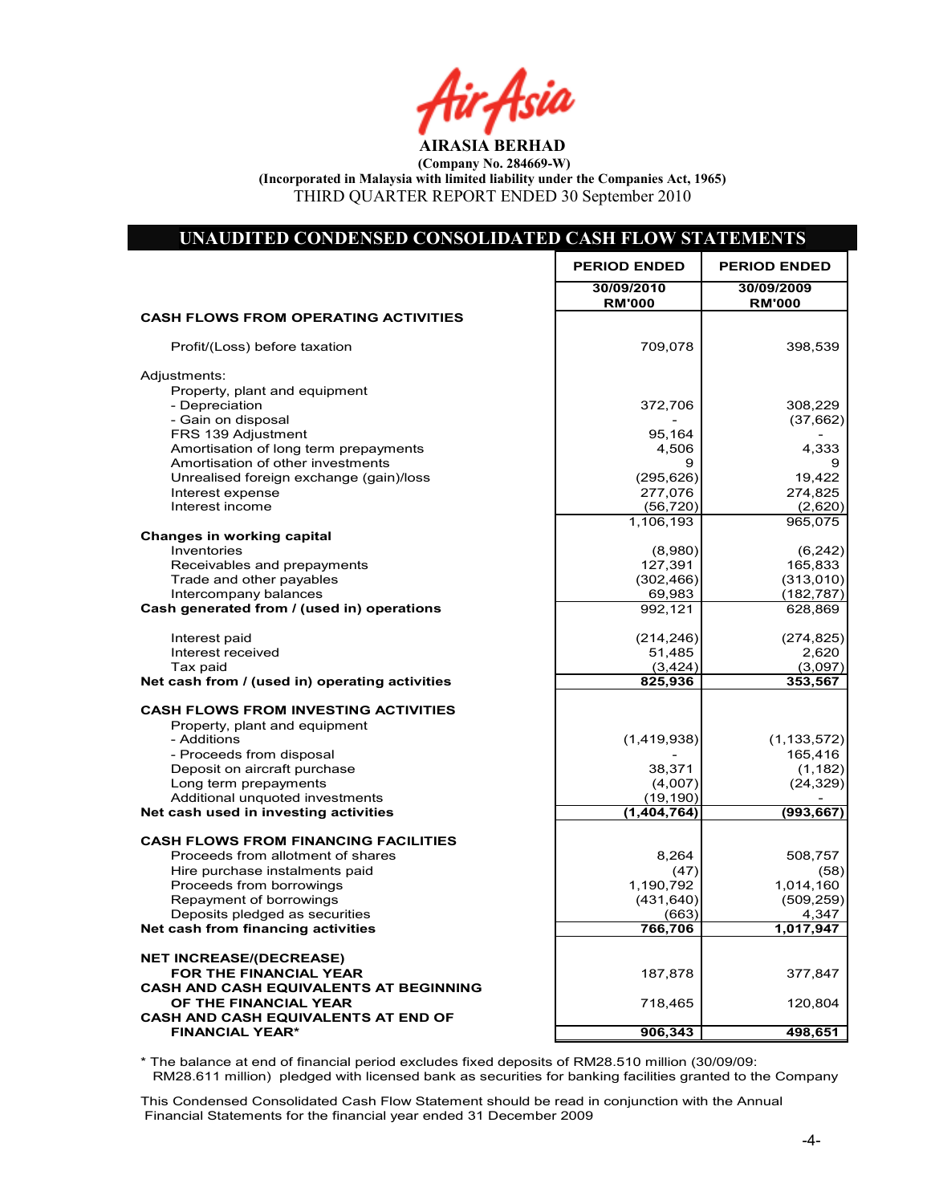# AIRASIA BERHAD

**(Company No. 284669-W)**

**(Incorporated in Malaysia with limited liability under the Companies Act, 1965)**

THIRD QUARTER REPORT ENDED 30 September 2010

## UNAUDITED CONDENSED CONSOLIDATED CASH FLOW STATEMENTS

| | PERIOD ENDED | PERIOD ENDED |
|---|---|---|
| | 30/09/2010<br>RM'000 | 30/09/2009<br>RM'000 |
| **CASH FLOWS FROM OPERATING ACTIVITIES** | | |
| Profit/(Loss) before taxation | 709,078 | 398,539 |
| Adjustments: | | |
| Property, plant and equipment | | |
| - Depreciation | 372,706 | 308,229 |
| - Gain on disposal | - | (37,662) |
| FRS 139 Adjustment | 95,164 | - |
| Amortisation of long term prepayments | 4,506 | 4,333 |
| Amortisation of other investments | 9 | 9 |
| Unrealised foreign exchange (gain)/loss | (295,626) | 19,422 |
| Interest expense | 277,076 | 274,825 |
| Interest income | (56,720) | (2,620) |
| | 1,106,193 | 965,075 |
| **Changes in working capital** | | |
| Inventories | (8,980) | (6,242) |
| Receivables and prepayments | 127,391 | 165,833 |
| Trade and other payables | (302,466) | (313,010) |
| Intercompany balances | 69,983 | (182,787) |
| **Cash generated from / (used in) operations** | 992,121 | 628,869 |
| Interest paid | (214,246) | (274,825) |
| Interest received | 51,485 | 2,620 |
| Tax paid | (3,424) | (3,097) |
| **Net cash from / (used in) operating activities** | **825,936** | **353,567** |
| **CASH FLOWS FROM INVESTING ACTIVITIES** | | |
| Property, plant and equipment | | |
| - Additions | (1,419,938) | (1,133,572) |
| - Proceeds from disposal | - | 165,416 |
| Deposit on aircraft purchase | 38,371 | (1,182) |
| Long term prepayments | (4,007) | (24,329) |
| Additional unquoted investments | (19,190) | - |
| **Net cash used in investing activities** | **(1,404,764)** | **(993,667)** |
| **CASH FLOWS FROM FINANCING FACILITIES** | | |
| Proceeds from allotment of shares | 8,264 | 508,757 |
| Hire purchase instalments paid | (47) | (58) |
| Proceeds from borrowings | 1,190,792 | 1,014,160 |
| Repayment of borrowings | (431,640) | (509,259) |
| Deposits pledged as securities | (663) | 4,347 |
| **Net cash from financing activities** | **766,706** | **1,017,947** |
| **NET INCREASE/(DECREASE) FOR THE FINANCIAL YEAR** | 187,878 | 377,847 |
| **CASH AND CASH EQUIVALENTS AT BEGINNING OF THE FINANCIAL YEAR** | 718,465 | 120,804 |
| **CASH AND CASH EQUIVALENTS AT END OF FINANCIAL YEAR*** | **906,343** | **498,651** |

* The balance at end of financial period excludes fixed deposits of RM28.510 million (30/09/09: RM28.611 million) pledged with licensed bank as securities for banking facilities granted to the Company

This Condensed Consolidated Cash Flow Statement should be read in conjunction with the Annual Financial Statements for the financial year ended 31 December 2009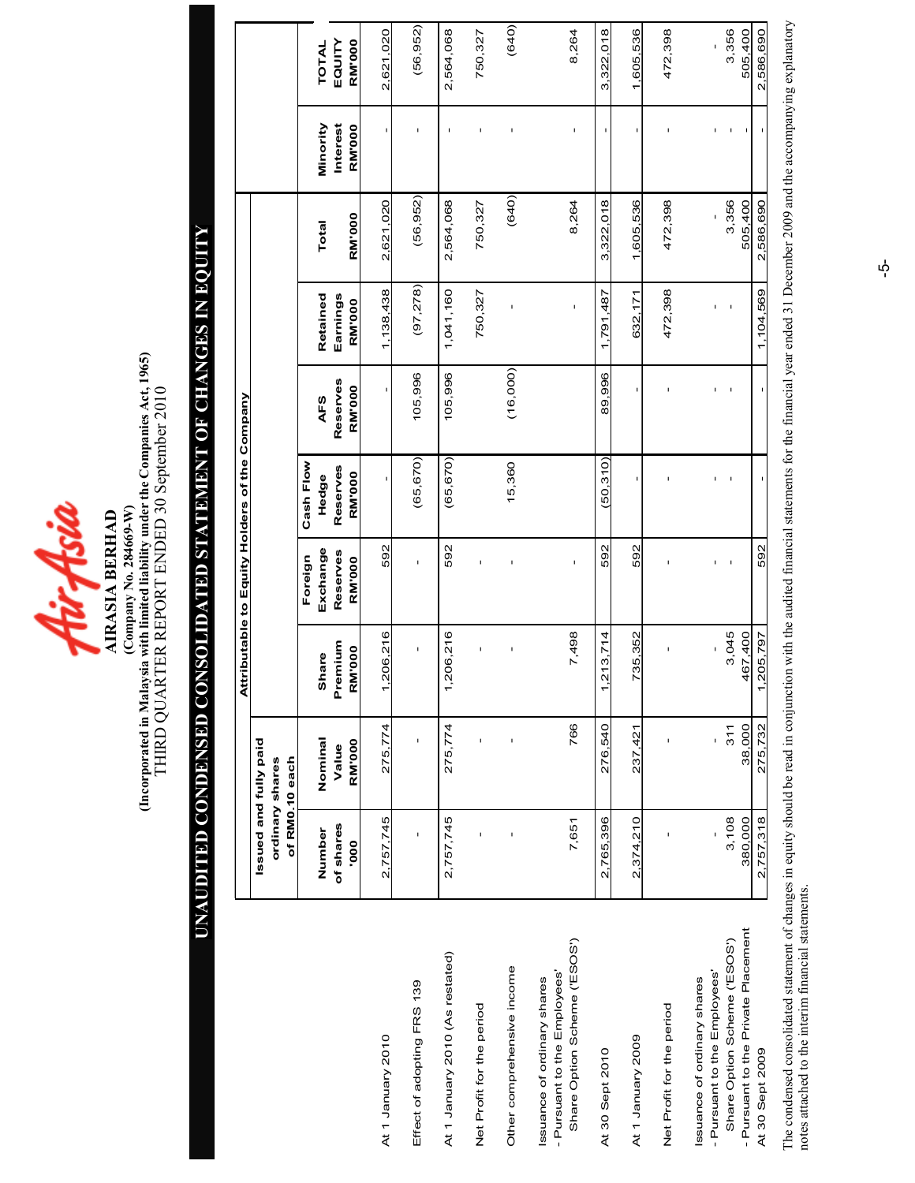# AIRASIA BERHAD

**(Company No. 284669-W)**

**(Incorporated in Malaysia with limited liability under the Companies Act, 1965)**

THIRD QUARTER REPORT ENDED 30 September 2010

## UNAUDITED CONDENSED CONSOLIDATED STATEMENT OF CHANGES IN EQUITY

| | Attributable to Equity Holders of the Company | | | | | | | | | | |
|---|---|---|---|---|---|---|---|---|---|---|---|
| | Issued and fully paid ordinary shares of RM0.10 each | | | | | | | | | | |
| | Number of shares '000 | Nominal Value RM'000 | Share Premium RM'000 | Foreign Exchange Reserves RM'000 | Cash Flow Hedge Reserves RM'000 | AFS Reserves RM'000 | Retained Earnings RM'000 | Total RM'000 | Minority Interest RM'000 | TOTAL EQUITY RM'000 |
| At 1 January 2010 | 2,757,745 | 275,774 | 1,206,216 | 592 | - | - | 1,138,438 | 2,621,020 | - | 2,621,020 |
| Effect of adopting FRS 139 | - | - | - | - | (65,670) | 105,996 | (97,278) | (56,952) | - | (56,952) |
| At 1 January 2010 (As restated) | 2,757,745 | 275,774 | 1,206,216 | 592 | (65,670) | 105,996 | 1,041,160 | 2,564,068 | - | 2,564,068 |
| Net Profit for the period | - | - | - | - | | | 750,327 | 750,327 | - | 750,327 |
| Other comprehensive income | - | - | - | - | 15,360 | (16,000) | - | (640) | - | (640) |
| Issuance of ordinary shares<br>- Pursuant to the Employees' Share Option Scheme ('ESOS') | 7,651 | 766 | 7,498 | - | | | - | 8,264 | - | 8,264 |
| At 30 Sept 2010 | 2,765,396 | 276,540 | 1,213,714 | 592 | (50,310) | 89,996 | 1,791,487 | 3,322,018 | - | 3,322,018 |
| At 1 January 2009 | 2,374,210 | 237,421 | 735,352 | 592 | - | - | 632,171 | 1,605,536 | - | 1,605,536 |
| Net Profit for the period | - | - | - | - | - | - | 472,398 | 472,398 | - | 472,398 |
| Issuance of ordinary shares<br>- Pursuant to the Employees' Share Option Scheme ('ESOS')<br>- Pursuant to the Private Placement | -<br>3,108<br>380,000 | -<br>311<br>38,000 | -<br>3,045<br>467,400 | -<br>- | -<br>- | -<br>- | -<br>- | -<br>3,356<br>505,400 | -<br>-<br>- | -<br>3,356<br>505,400 |
| At 30 Sept 2009 | 2,757,318 | 275,732 | 1,205,797 | 592 | - | - | 1,104,569 | 2,586,690 | - | 2,586,690 |

The condensed consolidated statement of changes in equity should be read in conjunction with the audited financial statements for the financial year ended 31 December 2009 and the accompanying explanatory notes attached to the interim financial statements.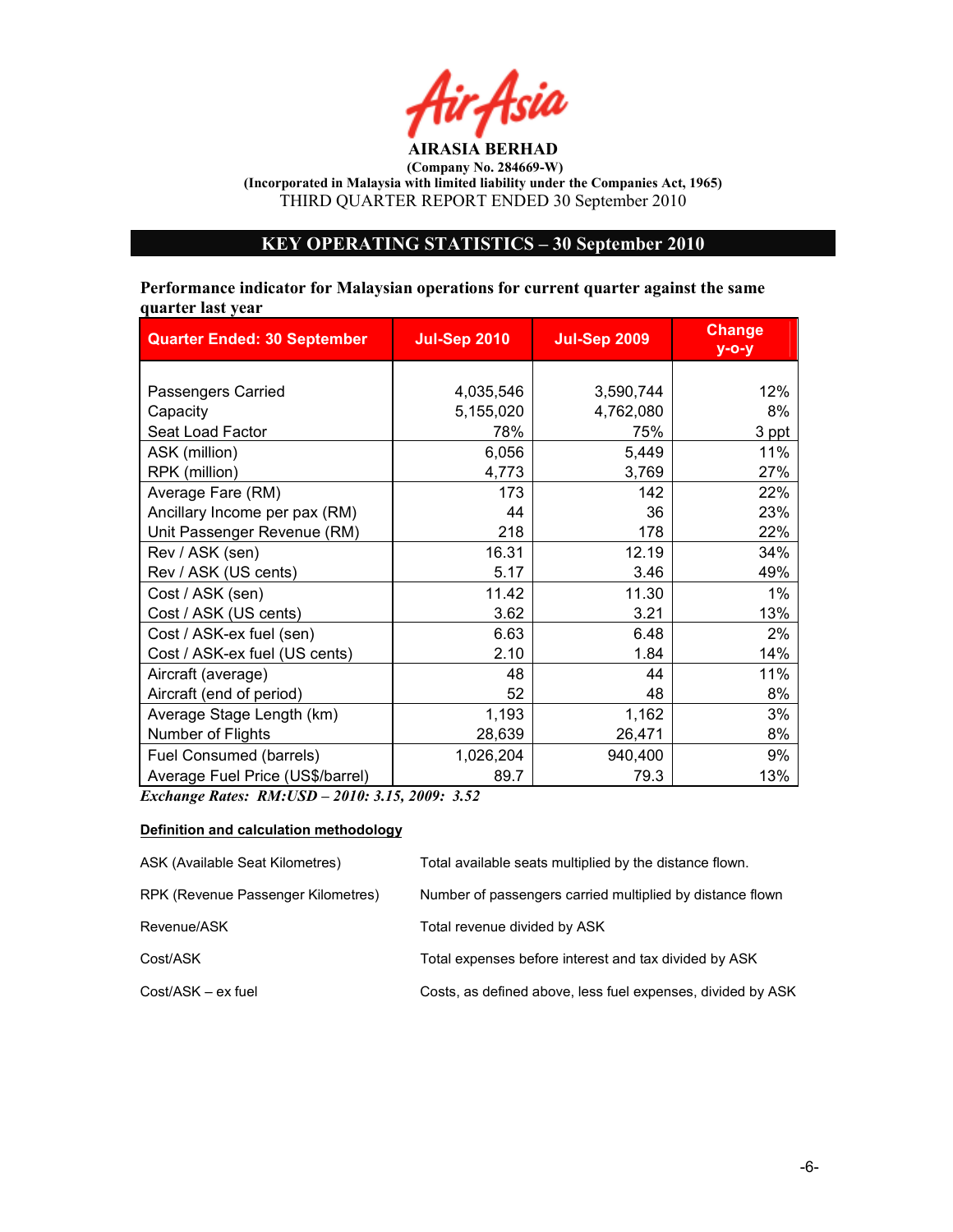**AIRASIA BERHAD**
**(Company No. 284669-W)**
**(Incorporated in Malaysia with limited liability under the Companies Act, 1965)**
THIRD QUARTER REPORT ENDED 30 September 2010

## KEY OPERATING STATISTICS – 30 September 2010

**Performance indicator for Malaysian operations for current quarter against the same quarter last year**

| Quarter Ended: 30 September | Jul-Sep 2010 | Jul-Sep 2009 | Change y-o-y |
|---|---|---|---|
| Passengers Carried | 4,035,546 | 3,590,744 | 12% |
| Capacity | 5,155,020 | 4,762,080 | 8% |
| Seat Load Factor | 78% | 75% | 3 ppt |
| ASK (million) | 6,056 | 5,449 | 11% |
| RPK (million) | 4,773 | 3,769 | 27% |
| Average Fare (RM) | 173 | 142 | 22% |
| Ancillary Income per pax (RM) | 44 | 36 | 23% |
| Unit Passenger Revenue (RM) | 218 | 178 | 22% |
| Rev / ASK (sen) | 16.31 | 12.19 | 34% |
| Rev / ASK (US cents) | 5.17 | 3.46 | 49% |
| Cost / ASK (sen) | 11.42 | 11.30 | 1% |
| Cost / ASK (US cents) | 3.62 | 3.21 | 13% |
| Cost / ASK-ex fuel (sen) | 6.63 | 6.48 | 2% |
| Cost / ASK-ex fuel (US cents) | 2.10 | 1.84 | 14% |
| Aircraft (average) | 48 | 44 | 11% |
| Aircraft (end of period) | 52 | 48 | 8% |
| Average Stage Length (km) | 1,193 | 1,162 | 3% |
| Number of Flights | 28,639 | 26,471 | 8% |
| Fuel Consumed (barrels) | 1,026,204 | 940,400 | 9% |
| Average Fuel Price (US$/barrel) | 89.7 | 79.3 | 13% |

***Exchange Rates: RM:USD – 2010: 3.15, 2009: 3.52***

**Definition and calculation methodology**

| | |
|---|---|
| ASK (Available Seat Kilometres) | Total available seats multiplied by the distance flown. |
| RPK (Revenue Passenger Kilometres) | Number of passengers carried multiplied by distance flown |
| Revenue/ASK | Total revenue divided by ASK |
| Cost/ASK | Total expenses before interest and tax divided by ASK |
| Cost/ASK – ex fuel | Costs, as defined above, less fuel expenses, divided by ASK |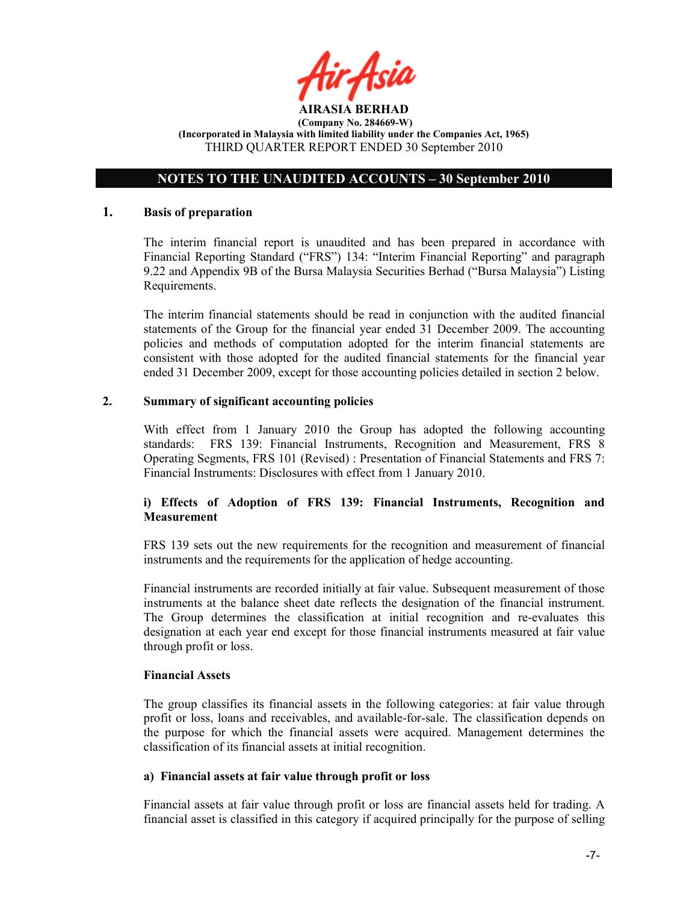**AIRASIA BERHAD**
**(Company No. 284669-W)**
**(Incorporated in Malaysia with limited liability under the Companies Act, 1965)**
THIRD QUARTER REPORT ENDED 30 September 2010

## NOTES TO THE UNAUDITED ACCOUNTS – 30 September 2010

### 1. Basis of preparation

The interim financial report is unaudited and has been prepared in accordance with Financial Reporting Standard ("FRS") 134: "Interim Financial Reporting" and paragraph 9.22 and Appendix 9B of the Bursa Malaysia Securities Berhad ("Bursa Malaysia") Listing Requirements.

The interim financial statements should be read in conjunction with the audited financial statements of the Group for the financial year ended 31 December 2009. The accounting policies and methods of computation adopted for the interim financial statements are consistent with those adopted for the audited financial statements for the financial year ended 31 December 2009, except for those accounting policies detailed in section 2 below.

### 2. Summary of significant accounting policies

With effect from 1 January 2010 the Group has adopted the following accounting standards: FRS 139: Financial Instruments, Recognition and Measurement, FRS 8 Operating Segments, FRS 101 (Revised) : Presentation of Financial Statements and FRS 7: Financial Instruments: Disclosures with effect from 1 January 2010.

**i) Effects of Adoption of FRS 139: Financial Instruments, Recognition and Measurement**

FRS 139 sets out the new requirements for the recognition and measurement of financial instruments and the requirements for the application of hedge accounting.

Financial instruments are recorded initially at fair value. Subsequent measurement of those instruments at the balance sheet date reflects the designation of the financial instrument. The Group determines the classification at initial recognition and re-evaluates this designation at each year end except for those financial instruments measured at fair value through profit or loss.

**Financial Assets**

The group classifies its financial assets in the following categories: at fair value through profit or loss, loans and receivables, and available-for-sale. The classification depends on the purpose for which the financial assets were acquired. Management determines the classification of its financial assets at initial recognition.

**a) Financial assets at fair value through profit or loss**

Financial assets at fair value through profit or loss are financial assets held for trading. A financial asset is classified in this category if acquired principally for the purpose of selling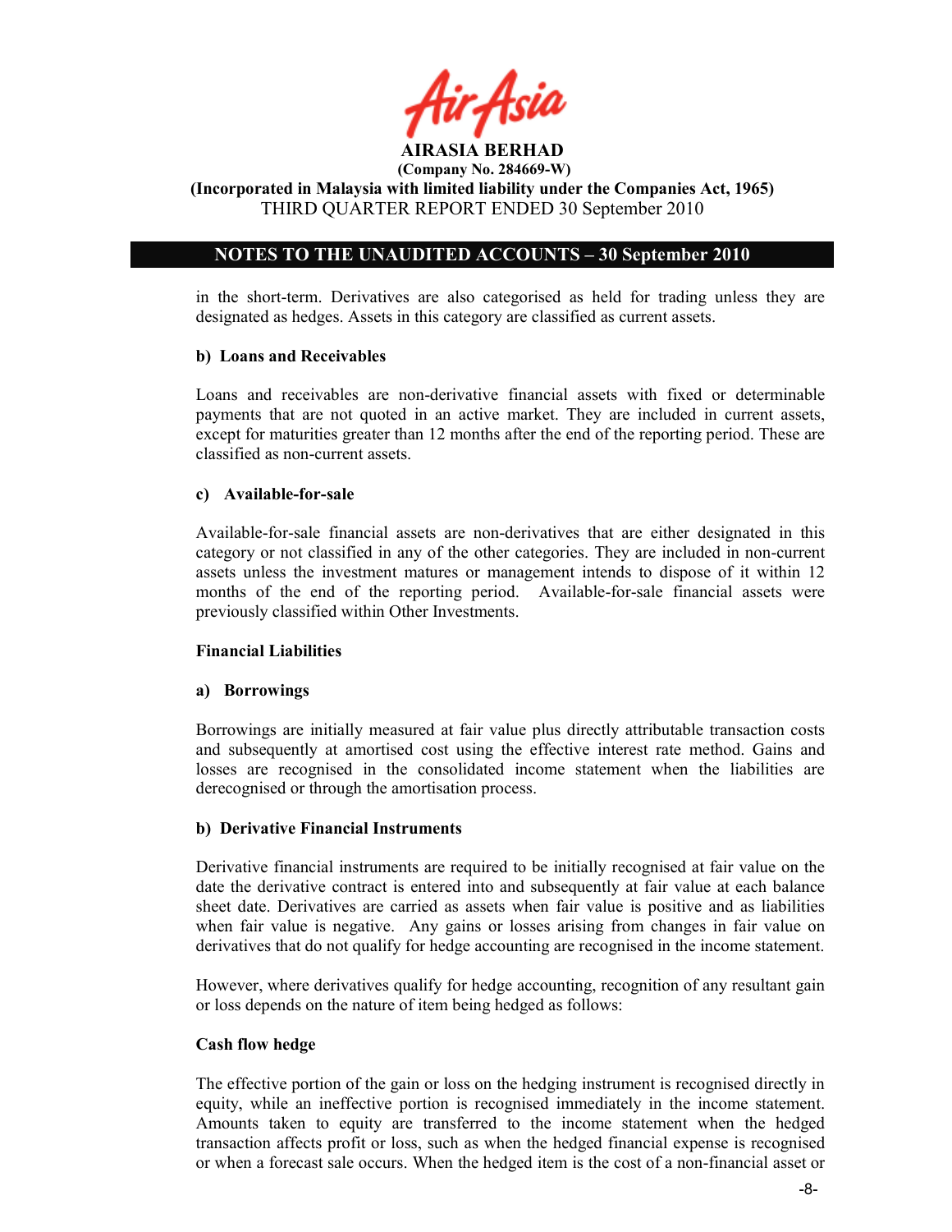in the short-term. Derivatives are also categorised as held for trading unless they are designated as hedges. Assets in this category are classified as current assets.

**b) Loans and Receivables**

Loans and receivables are non-derivative financial assets with fixed or determinable payments that are not quoted in an active market. They are included in current assets, except for maturities greater than 12 months after the end of the reporting period. These are classified as non-current assets.

**c) Available-for-sale**

Available-for-sale financial assets are non-derivatives that are either designated in this category or not classified in any of the other categories. They are included in non-current assets unless the investment matures or management intends to dispose of it within 12 months of the end of the reporting period. Available-for-sale financial assets were previously classified within Other Investments.

**Financial Liabilities**

**a) Borrowings**

Borrowings are initially measured at fair value plus directly attributable transaction costs and subsequently at amortised cost using the effective interest rate method. Gains and losses are recognised in the consolidated income statement when the liabilities are derecognised or through the amortisation process.

**b) Derivative Financial Instruments**

Derivative financial instruments are required to be initially recognised at fair value on the date the derivative contract is entered into and subsequently at fair value at each balance sheet date. Derivatives are carried as assets when fair value is positive and as liabilities when fair value is negative. Any gains or losses arising from changes in fair value on derivatives that do not qualify for hedge accounting are recognised in the income statement.

However, where derivatives qualify for hedge accounting, recognition of any resultant gain or loss depends on the nature of item being hedged as follows:

**Cash flow hedge**

The effective portion of the gain or loss on the hedging instrument is recognised directly in equity, while an ineffective portion is recognised immediately in the income statement. Amounts taken to equity are transferred to the income statement when the hedged transaction affects profit or loss, such as when the hedged financial expense is recognised or when a forecast sale occurs. When the hedged item is the cost of a non-financial asset or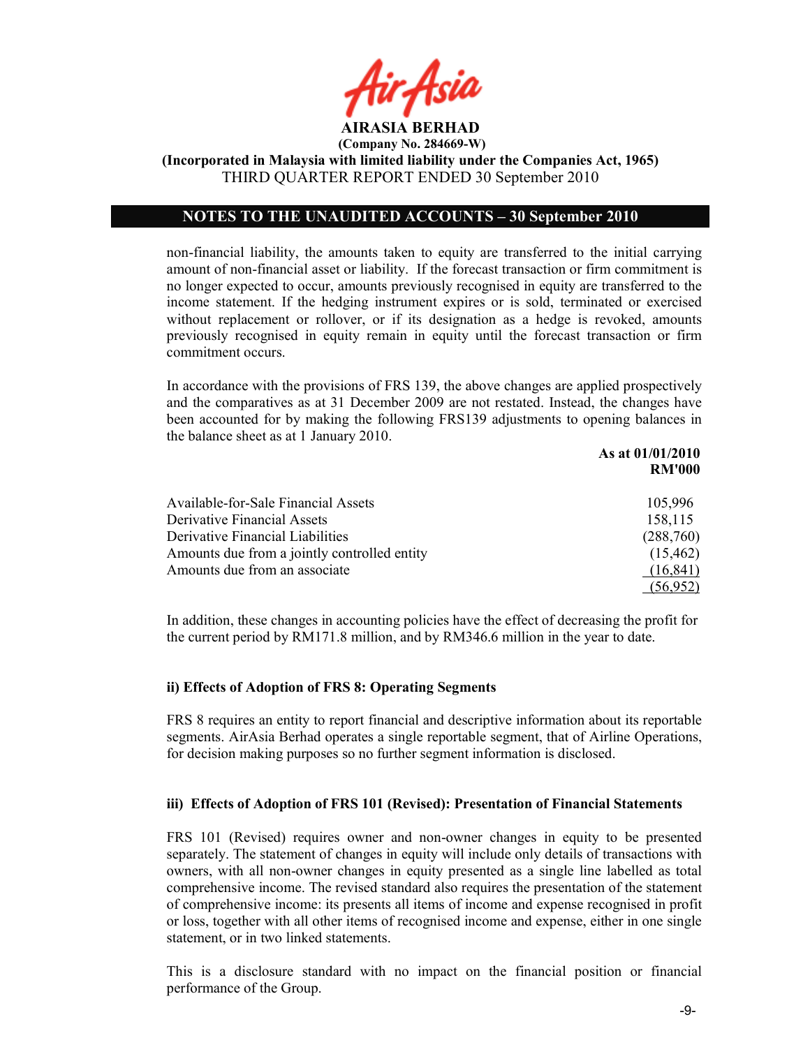non-financial liability, the amounts taken to equity are transferred to the initial carrying amount of non-financial asset or liability. If the forecast transaction or firm commitment is no longer expected to occur, amounts previously recognised in equity are transferred to the income statement. If the hedging instrument expires or is sold, terminated or exercised without replacement or rollover, or if its designation as a hedge is revoked, amounts previously recognised in equity remain in equity until the forecast transaction or firm commitment occurs.

In accordance with the provisions of FRS 139, the above changes are applied prospectively and the comparatives as at 31 December 2009 are not restated. Instead, the changes have been accounted for by making the following FRS139 adjustments to opening balances in the balance sheet as at 1 January 2010.

| | As at 01/01/2010 RM'000 |
|---|---|
| Available-for-Sale Financial Assets | 105,996 |
| Derivative Financial Assets | 158,115 |
| Derivative Financial Liabilities | (288,760) |
| Amounts due from a jointly controlled entity | (15,462) |
| Amounts due from an associate | (16,841) |
| | (56,952) |

In addition, these changes in accounting policies have the effect of decreasing the profit for the current period by RM171.8 million, and by RM346.6 million in the year to date.

**ii) Effects of Adoption of FRS 8: Operating Segments**

FRS 8 requires an entity to report financial and descriptive information about its reportable segments. AirAsia Berhad operates a single reportable segment, that of Airline Operations, for decision making purposes so no further segment information is disclosed.

**iii) Effects of Adoption of FRS 101 (Revised): Presentation of Financial Statements**

FRS 101 (Revised) requires owner and non-owner changes in equity to be presented separately. The statement of changes in equity will include only details of transactions with owners, with all non-owner changes in equity presented as a single line labelled as total comprehensive income. The revised standard also requires the presentation of the statement of comprehensive income: its presents all items of income and expense recognised in profit or loss, together with all other items of recognised income and expense, either in one single statement, or in two linked statements.

This is a disclosure standard with no impact on the financial position or financial performance of the Group.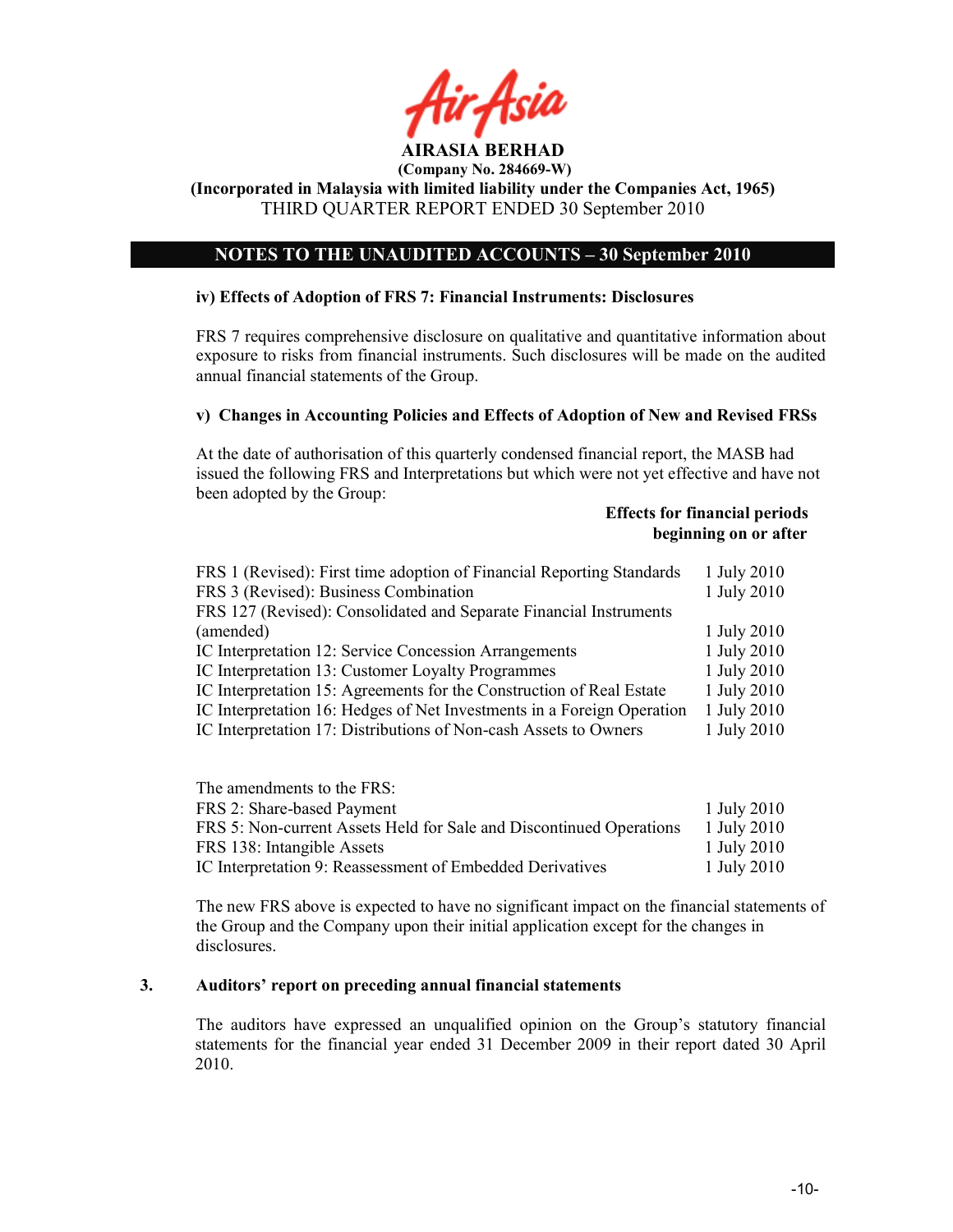**AIRASIA BERHAD**
**(Company No. 284669-W)**
**(Incorporated in Malaysia with limited liability under the Companies Act, 1965)**
THIRD QUARTER REPORT ENDED 30 September 2010

## NOTES TO THE UNAUDITED ACCOUNTS – 30 September 2010

### iv) Effects of Adoption of FRS 7: Financial Instruments: Disclosures

FRS 7 requires comprehensive disclosure on qualitative and quantitative information about exposure to risks from financial instruments. Such disclosures will be made on the audited annual financial statements of the Group.

### v) Changes in Accounting Policies and Effects of Adoption of New and Revised FRSs

At the date of authorisation of this quarterly condensed financial report, the MASB had issued the following FRS and Interpretations but which were not yet effective and have not been adopted by the Group:

| | **Effects for financial periods beginning on or after** |
|---|---|
| FRS 1 (Revised): First time adoption of Financial Reporting Standards | 1 July 2010 |
| FRS 3 (Revised): Business Combination | 1 July 2010 |
| FRS 127 (Revised): Consolidated and Separate Financial Instruments (amended) | 1 July 2010 |
| IC Interpretation 12: Service Concession Arrangements | 1 July 2010 |
| IC Interpretation 13: Customer Loyalty Programmes | 1 July 2010 |
| IC Interpretation 15: Agreements for the Construction of Real Estate | 1 July 2010 |
| IC Interpretation 16: Hedges of Net Investments in a Foreign Operation | 1 July 2010 |
| IC Interpretation 17: Distributions of Non-cash Assets to Owners | 1 July 2010 |

The amendments to the FRS:

| | |
|---|---|
| FRS 2: Share-based Payment | 1 July 2010 |
| FRS 5: Non-current Assets Held for Sale and Discontinued Operations | 1 July 2010 |
| FRS 138: Intangible Assets | 1 July 2010 |
| IC Interpretation 9: Reassessment of Embedded Derivatives | 1 July 2010 |

The new FRS above is expected to have no significant impact on the financial statements of the Group and the Company upon their initial application except for the changes in disclosures.

### 3. Auditors' report on preceding annual financial statements

The auditors have expressed an unqualified opinion on the Group's statutory financial statements for the financial year ended 31 December 2009 in their report dated 30 April 2010.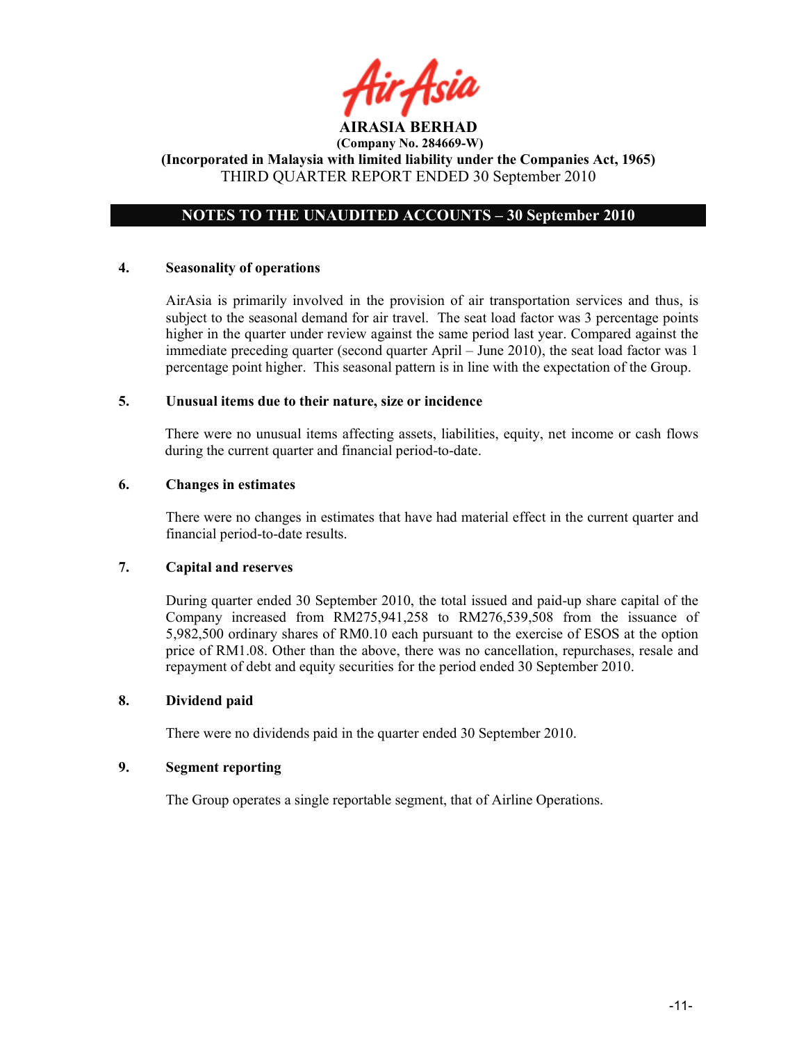**AIRASIA BERHAD**
**(Company No. 284669-W)**
**(Incorporated in Malaysia with limited liability under the Companies Act, 1965)**
THIRD QUARTER REPORT ENDED 30 September 2010

## NOTES TO THE UNAUDITED ACCOUNTS – 30 September 2010

### 4. Seasonality of operations

AirAsia is primarily involved in the provision of air transportation services and thus, is subject to the seasonal demand for air travel. The seat load factor was 3 percentage points higher in the quarter under review against the same period last year. Compared against the immediate preceding quarter (second quarter April – June 2010), the seat load factor was 1 percentage point higher. This seasonal pattern is in line with the expectation of the Group.

### 5. Unusual items due to their nature, size or incidence

There were no unusual items affecting assets, liabilities, equity, net income or cash flows during the current quarter and financial period-to-date.

### 6. Changes in estimates

There were no changes in estimates that have had material effect in the current quarter and financial period-to-date results.

### 7. Capital and reserves

During quarter ended 30 September 2010, the total issued and paid-up share capital of the Company increased from RM275,941,258 to RM276,539,508 from the issuance of 5,982,500 ordinary shares of RM0.10 each pursuant to the exercise of ESOS at the option price of RM1.08. Other than the above, there was no cancellation, repurchases, resale and repayment of debt and equity securities for the period ended 30 September 2010.

### 8. Dividend paid

There were no dividends paid in the quarter ended 30 September 2010.

### 9. Segment reporting

The Group operates a single reportable segment, that of Airline Operations.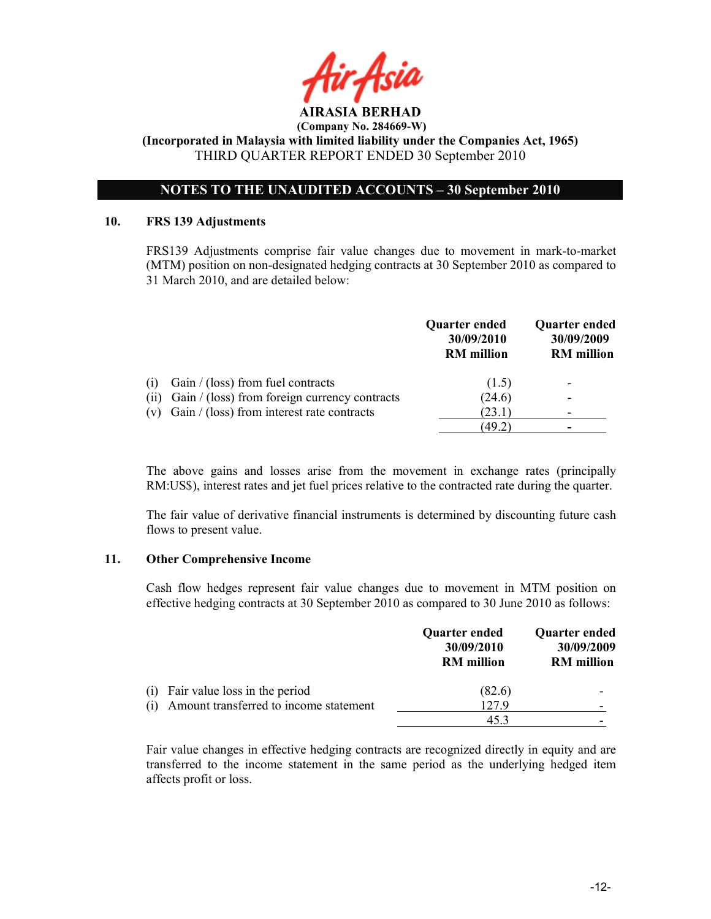**AIRASIA BERHAD**
**(Company No. 284669-W)**
**(Incorporated in Malaysia with limited liability under the Companies Act, 1965)**
THIRD QUARTER REPORT ENDED 30 September 2010

## NOTES TO THE UNAUDITED ACCOUNTS – 30 September 2010

### 10. FRS 139 Adjustments

FRS139 Adjustments comprise fair value changes due to movement in mark-to-market (MTM) position on non-designated hedging contracts at 30 September 2010 as compared to 31 March 2010, and are detailed below:

| | Quarter ended 30/09/2010 RM million | Quarter ended 30/09/2009 RM million |
|---|---|---|
| (i) Gain / (loss) from fuel contracts | (1.5) | - |
| (ii) Gain / (loss) from foreign currency contracts | (24.6) | - |
| (v) Gain / (loss) from interest rate contracts | (23.1) | - |
| | (49.2) | - |

The above gains and losses arise from the movement in exchange rates (principally RM:US$), interest rates and jet fuel prices relative to the contracted rate during the quarter.

The fair value of derivative financial instruments is determined by discounting future cash flows to present value.

### 11. Other Comprehensive Income

Cash flow hedges represent fair value changes due to movement in MTM position on effective hedging contracts at 30 September 2010 as compared to 30 June 2010 as follows:

| | Quarter ended 30/09/2010 RM million | Quarter ended 30/09/2009 RM million |
|---|---|---|
| (i) Fair value loss in the period | (82.6) | - |
| (i) Amount transferred to income statement | 127.9 | - |
| | 45.3 | - |

Fair value changes in effective hedging contracts are recognized directly in equity and are transferred to the income statement in the same period as the underlying hedged item affects profit or loss.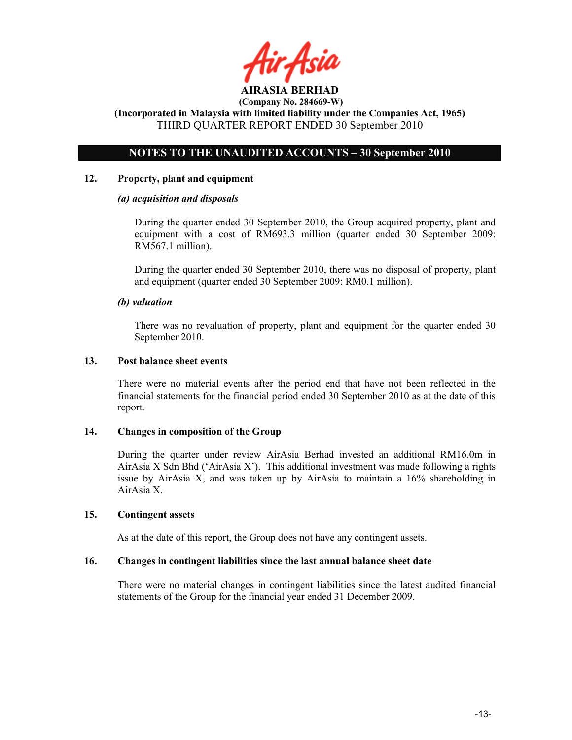**AIRASIA BERHAD**
**(Company No. 284669-W)**
**(Incorporated in Malaysia with limited liability under the Companies Act, 1965)**
THIRD QUARTER REPORT ENDED 30 September 2010

## NOTES TO THE UNAUDITED ACCOUNTS – 30 September 2010

### 12. Property, plant and equipment

***(a) acquisition and disposals***

During the quarter ended 30 September 2010, the Group acquired property, plant and equipment with a cost of RM693.3 million (quarter ended 30 September 2009: RM567.1 million).

During the quarter ended 30 September 2010, there was no disposal of property, plant and equipment (quarter ended 30 September 2009: RM0.1 million).

***(b) valuation***

There was no revaluation of property, plant and equipment for the quarter ended 30 September 2010.

### 13. Post balance sheet events

There were no material events after the period end that have not been reflected in the financial statements for the financial period ended 30 September 2010 as at the date of this report.

### 14. Changes in composition of the Group

During the quarter under review AirAsia Berhad invested an additional RM16.0m in AirAsia X Sdn Bhd ('AirAsia X'). This additional investment was made following a rights issue by AirAsia X, and was taken up by AirAsia to maintain a 16% shareholding in AirAsia X.

### 15. Contingent assets

As at the date of this report, the Group does not have any contingent assets.

### 16. Changes in contingent liabilities since the last annual balance sheet date

There were no material changes in contingent liabilities since the latest audited financial statements of the Group for the financial year ended 31 December 2009.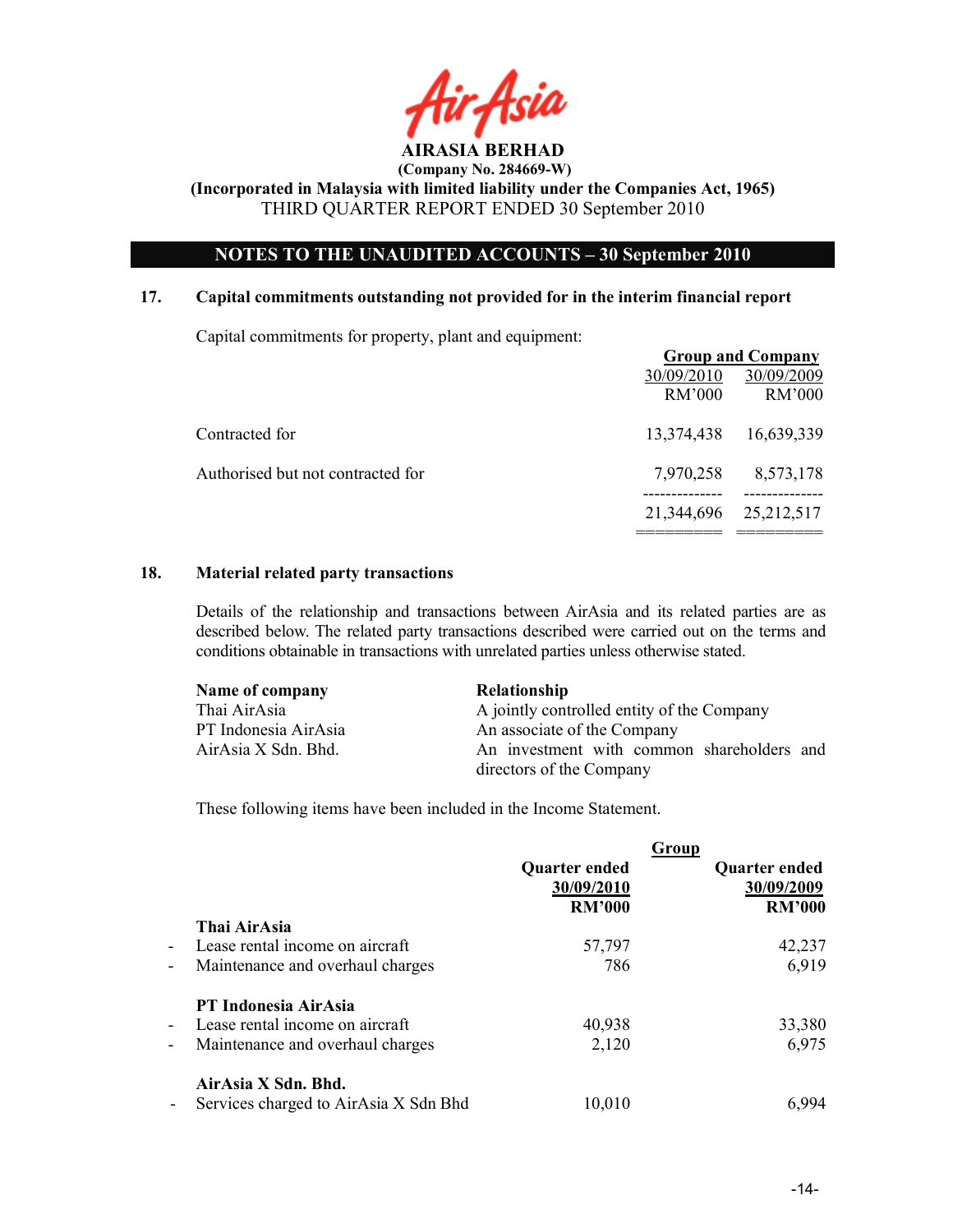**AIRASIA BERHAD**
**(Company No. 284669-W)**
**(Incorporated in Malaysia with limited liability under the Companies Act, 1965)**
THIRD QUARTER REPORT ENDED 30 September 2010

## NOTES TO THE UNAUDITED ACCOUNTS – 30 September 2010

### 17. Capital commitments outstanding not provided for in the interim financial report

Capital commitments for property, plant and equipment:

| | Group and Company | |
|---|---|---|
| | 30/09/2010 | 30/09/2009 |
| | RM'000 | RM'000 |
| Contracted for | 13,374,438 | 16,639,339 |
| Authorised but not contracted for | 7,970,258 | 8,573,178 |
| | 21,344,696 | 25,212,517 |

### 18. Material related party transactions

Details of the relationship and transactions between AirAsia and its related parties are as described below. The related party transactions described were carried out on the terms and conditions obtainable in transactions with unrelated parties unless otherwise stated.

| Name of company | Relationship |
|---|---|
| Thai AirAsia | A jointly controlled entity of the Company |
| PT Indonesia AirAsia | An associate of the Company |
| AirAsia X Sdn. Bhd. | An investment with common shareholders and directors of the Company |

These following items have been included in the Income Statement.

| | Group | |
|---|---|---|
| | Quarter ended 30/09/2010 RM'000 | Quarter ended 30/09/2009 RM'000 |
| **Thai AirAsia** | | |
| - Lease rental income on aircraft | 57,797 | 42,237 |
| - Maintenance and overhaul charges | 786 | 6,919 |
| **PT Indonesia AirAsia** | | |
| - Lease rental income on aircraft | 40,938 | 33,380 |
| - Maintenance and overhaul charges | 2,120 | 6,975 |
| **AirAsia X Sdn. Bhd.** | | |
| - Services charged to AirAsia X Sdn Bhd | 10,010 | 6,994 |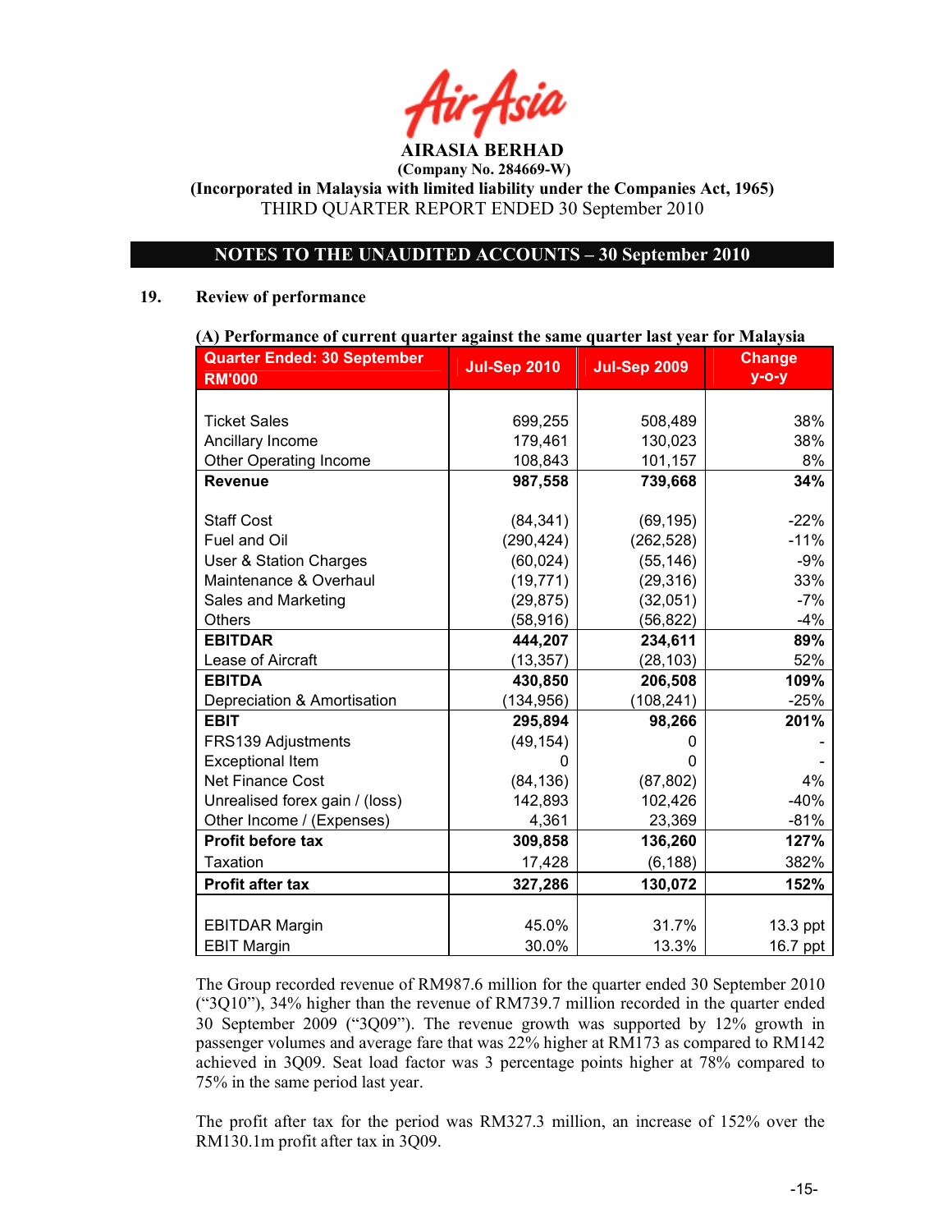**AIRASIA BERHAD**
**(Company No. 284669-W)**
**(Incorporated in Malaysia with limited liability under the Companies Act, 1965)**
THIRD QUARTER REPORT ENDED 30 September 2010

## NOTES TO THE UNAUDITED ACCOUNTS – 30 September 2010

### 19. Review of performance

**(A) Performance of current quarter against the same quarter last year for Malaysia**

| Quarter Ended: 30 September RM'000 | Jul-Sep 2010 | Jul-Sep 2009 | Change y-o-y |
|---|---|---|---|
| Ticket Sales | 699,255 | 508,489 | 38% |
| Ancillary Income | 179,461 | 130,023 | 38% |
| Other Operating Income | 108,843 | 101,157 | 8% |
| **Revenue** | **987,558** | **739,668** | **34%** |
| Staff Cost | (84,341) | (69,195) | -22% |
| Fuel and Oil | (290,424) | (262,528) | -11% |
| User & Station Charges | (60,024) | (55,146) | -9% |
| Maintenance & Overhaul | (19,771) | (29,316) | 33% |
| Sales and Marketing | (29,875) | (32,051) | -7% |
| Others | (58,916) | (56,822) | -4% |
| **EBITDAR** | **444,207** | **234,611** | **89%** |
| Lease of Aircraft | (13,357) | (28,103) | 52% |
| **EBITDA** | **430,850** | **206,508** | **109%** |
| Depreciation & Amortisation | (134,956) | (108,241) | -25% |
| **EBIT** | **295,894** | **98,266** | **201%** |
| FRS139 Adjustments | (49,154) | 0 | - |
| Exceptional Item | 0 | 0 | - |
| Net Finance Cost | (84,136) | (87,802) | 4% |
| Unrealised forex gain / (loss) | 142,893 | 102,426 | -40% |
| Other Income / (Expenses) | 4,361 | 23,369 | -81% |
| **Profit before tax** | **309,858** | **136,260** | **127%** |
| Taxation | 17,428 | (6,188) | 382% |
| **Profit after tax** | **327,286** | **130,072** | **152%** |
| EBITDAR Margin | 45.0% | 31.7% | 13.3 ppt |
| EBIT Margin | 30.0% | 13.3% | 16.7 ppt |

The Group recorded revenue of RM987.6 million for the quarter ended 30 September 2010 ("3Q10"), 34% higher than the revenue of RM739.7 million recorded in the quarter ended 30 September 2009 ("3Q09"). The revenue growth was supported by 12% growth in passenger volumes and average fare that was 22% higher at RM173 as compared to RM142 achieved in 3Q09. Seat load factor was 3 percentage points higher at 78% compared to 75% in the same period last year.

The profit after tax for the period was RM327.3 million, an increase of 152% over the RM130.1m profit after tax in 3Q09.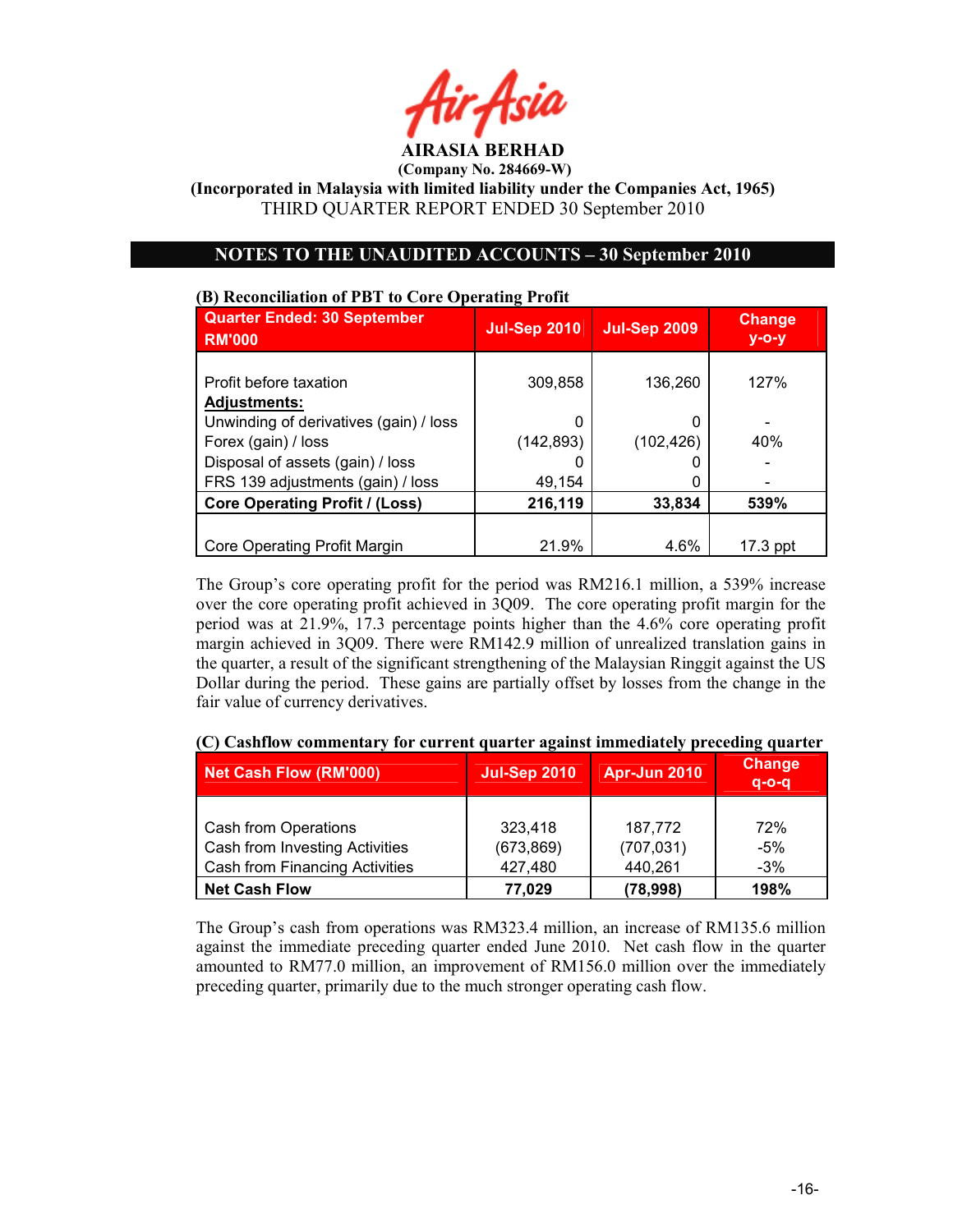**AIRASIA BERHAD**

**(Company No. 284669-W)**

**(Incorporated in Malaysia with limited liability under the Companies Act, 1965)**

THIRD QUARTER REPORT ENDED 30 September 2010

## NOTES TO THE UNAUDITED ACCOUNTS – 30 September 2010

### (B) Reconciliation of PBT to Core Operating Profit

| Quarter Ended: 30 September RM'000 | Jul-Sep 2010 | Jul-Sep 2009 | Change y-o-y |
|---|---|---|---|
| Profit before taxation | 309,858 | 136,260 | 127% |
| **Adjustments:** | | | |
| Unwinding of derivatives (gain) / loss | 0 | 0 | - |
| Forex (gain) / loss | (142,893) | (102,426) | 40% |
| Disposal of assets (gain) / loss | 0 | 0 | - |
| FRS 139 adjustments (gain) / loss | 49,154 | 0 | - |
| **Core Operating Profit / (Loss)** | **216,119** | **33,834** | **539%** |
| Core Operating Profit Margin | 21.9% | 4.6% | 17.3 ppt |

The Group's core operating profit for the period was RM216.1 million, a 539% increase over the core operating profit achieved in 3Q09. The core operating profit margin for the period was at 21.9%, 17.3 percentage points higher than the 4.6% core operating profit margin achieved in 3Q09. There were RM142.9 million of unrealized translation gains in the quarter, a result of the significant strengthening of the Malaysian Ringgit against the US Dollar during the period. These gains are partially offset by losses from the change in the fair value of currency derivatives.

### (C) Cashflow commentary for current quarter against immediately preceding quarter

| Net Cash Flow (RM'000) | Jul-Sep 2010 | Apr-Jun 2010 | Change q-o-q |
|---|---|---|---|
| Cash from Operations | 323,418 | 187,772 | 72% |
| Cash from Investing Activities | (673,869) | (707,031) | -5% |
| Cash from Financing Activities | 427,480 | 440,261 | -3% |
| **Net Cash Flow** | **77,029** | **(78,998)** | **198%** |

The Group's cash from operations was RM323.4 million, an increase of RM135.6 million against the immediate preceding quarter ended June 2010. Net cash flow in the quarter amounted to RM77.0 million, an improvement of RM156.0 million over the immediately preceding quarter, primarily due to the much stronger operating cash flow.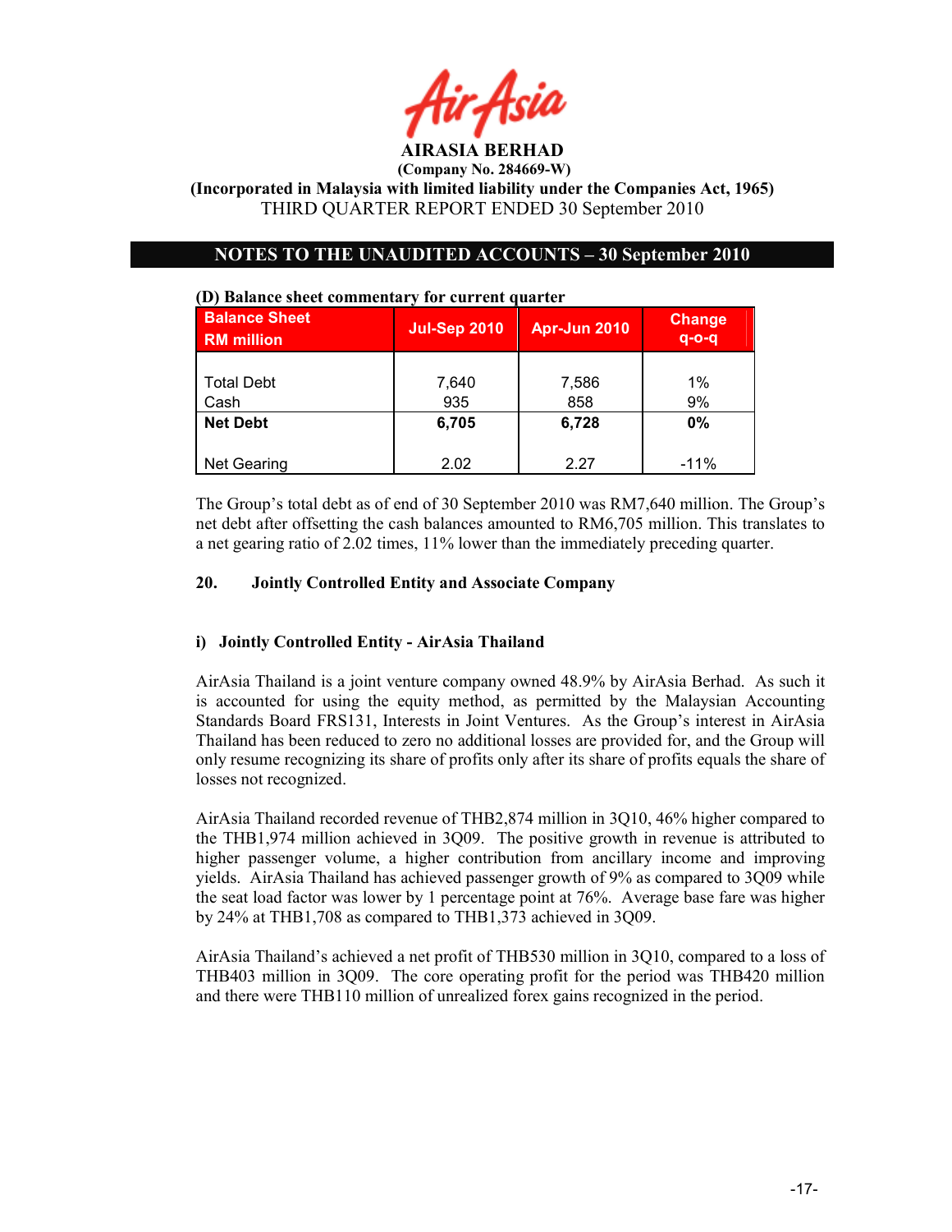AIRASIA BERHAD

(Company No. 284669-W)

(Incorporated in Malaysia with limited liability under the Companies Act, 1965)

THIRD QUARTER REPORT ENDED 30 September 2010

## NOTES TO THE UNAUDITED ACCOUNTS – 30 September 2010

**(D) Balance sheet commentary for current quarter**

| Balance Sheet RM million | Jul-Sep 2010 | Apr-Jun 2010 | Change q-o-q |
|---|---|---|---|
| Total Debt | 7,640 | 7,586 | 1% |
| Cash | 935 | 858 | 9% |
| **Net Debt** | **6,705** | **6,728** | **0%** |
| Net Gearing | 2.02 | 2.27 | -11% |

The Group's total debt as of end of 30 September 2010 was RM7,640 million. The Group's net debt after offsetting the cash balances amounted to RM6,705 million. This translates to a net gearing ratio of 2.02 times, 11% lower than the immediately preceding quarter.

### 20. Jointly Controlled Entity and Associate Company

#### i) Jointly Controlled Entity - AirAsia Thailand

AirAsia Thailand is a joint venture company owned 48.9% by AirAsia Berhad. As such it is accounted for using the equity method, as permitted by the Malaysian Accounting Standards Board FRS131, Interests in Joint Ventures. As the Group's interest in AirAsia Thailand has been reduced to zero no additional losses are provided for, and the Group will only resume recognizing its share of profits only after its share of profits equals the share of losses not recognized.

AirAsia Thailand recorded revenue of THB2,874 million in 3Q10, 46% higher compared to the THB1,974 million achieved in 3Q09. The positive growth in revenue is attributed to higher passenger volume, a higher contribution from ancillary income and improving yields. AirAsia Thailand has achieved passenger growth of 9% as compared to 3Q09 while the seat load factor was lower by 1 percentage point at 76%. Average base fare was higher by 24% at THB1,708 as compared to THB1,373 achieved in 3Q09.

AirAsia Thailand's achieved a net profit of THB530 million in 3Q10, compared to a loss of THB403 million in 3Q09. The core operating profit for the period was THB420 million and there were THB110 million of unrealized forex gains recognized in the period.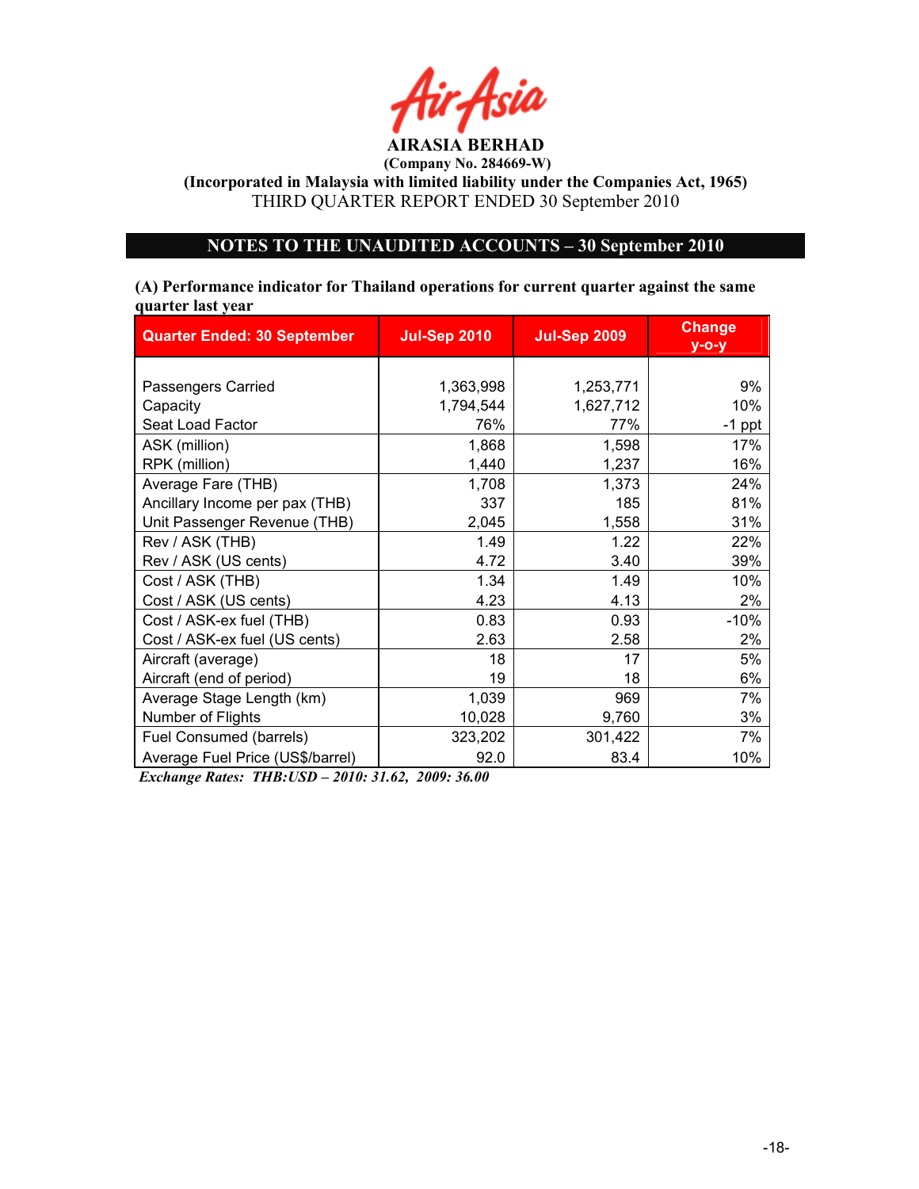# AIRASIA BERHAD

**(Company No. 284669-W)**

**(Incorporated in Malaysia with limited liability under the Companies Act, 1965)**

THIRD QUARTER REPORT ENDED 30 September 2010

## NOTES TO THE UNAUDITED ACCOUNTS – 30 September 2010

**(A) Performance indicator for Thailand operations for current quarter against the same quarter last year**

| Quarter Ended: 30 September | Jul-Sep 2010 | Jul-Sep 2009 | Change y-o-y |
|---|---|---|---|
| Passengers Carried | 1,363,998 | 1,253,771 | 9% |
| Capacity | 1,794,544 | 1,627,712 | 10% |
| Seat Load Factor | 76% | 77% | -1 ppt |
| ASK (million) | 1,868 | 1,598 | 17% |
| RPK (million) | 1,440 | 1,237 | 16% |
| Average Fare (THB) | 1,708 | 1,373 | 24% |
| Ancillary Income per pax (THB) | 337 | 185 | 81% |
| Unit Passenger Revenue (THB) | 2,045 | 1,558 | 31% |
| Rev / ASK (THB) | 1.49 | 1.22 | 22% |
| Rev / ASK (US cents) | 4.72 | 3.40 | 39% |
| Cost / ASK (THB) | 1.34 | 1.49 | 10% |
| Cost / ASK (US cents) | 4.23 | 4.13 | 2% |
| Cost / ASK-ex fuel (THB) | 0.83 | 0.93 | -10% |
| Cost / ASK-ex fuel (US cents) | 2.63 | 2.58 | 2% |
| Aircraft (average) | 18 | 17 | 5% |
| Aircraft (end of period) | 19 | 18 | 6% |
| Average Stage Length (km) | 1,039 | 969 | 7% |
| Number of Flights | 10,028 | 9,760 | 3% |
| Fuel Consumed (barrels) | 323,202 | 301,422 | 7% |
| Average Fuel Price (US$/barrel) | 92.0 | 83.4 | 10% |

***Exchange Rates: THB:USD – 2010: 31.62, 2009: 36.00***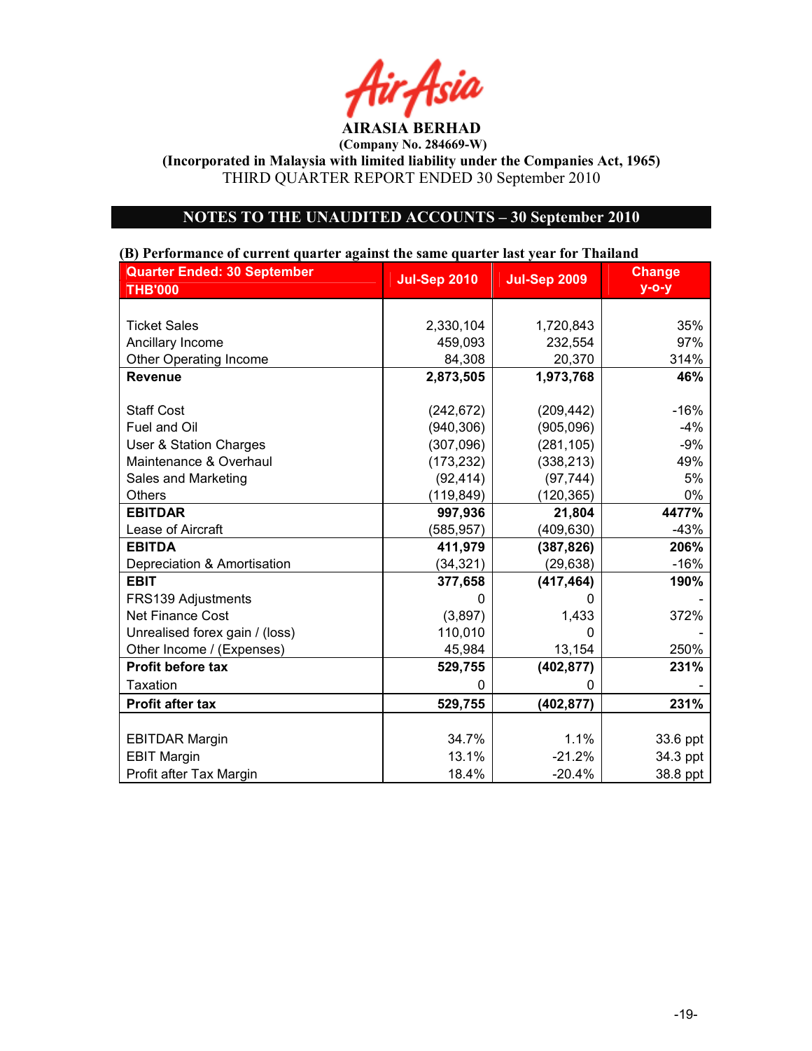**AIRASIA BERHAD**
**(Company No. 284669-W)**
**(Incorporated in Malaysia with limited liability under the Companies Act, 1965)**
THIRD QUARTER REPORT ENDED 30 September 2010

## NOTES TO THE UNAUDITED ACCOUNTS – 30 September 2010

**(B) Performance of current quarter against the same quarter last year for Thailand**

| Quarter Ended: 30 September THB'000 | Jul-Sep 2010 | Jul-Sep 2009 | Change y-o-y |
|---|---|---|---|
| Ticket Sales | 2,330,104 | 1,720,843 | 35% |
| Ancillary Income | 459,093 | 232,554 | 97% |
| Other Operating Income | 84,308 | 20,370 | 314% |
| **Revenue** | **2,873,505** | **1,973,768** | **46%** |
| Staff Cost | (242,672) | (209,442) | -16% |
| Fuel and Oil | (940,306) | (905,096) | -4% |
| User & Station Charges | (307,096) | (281,105) | -9% |
| Maintenance & Overhaul | (173,232) | (338,213) | 49% |
| Sales and Marketing | (92,414) | (97,744) | 5% |
| Others | (119,849) | (120,365) | 0% |
| **EBITDAR** | **997,936** | **21,804** | **4477%** |
| Lease of Aircraft | (585,957) | (409,630) | -43% |
| **EBITDA** | **411,979** | **(387,826)** | **206%** |
| Depreciation & Amortisation | (34,321) | (29,638) | -16% |
| **EBIT** | **377,658** | **(417,464)** | **190%** |
| FRS139 Adjustments | 0 | 0 | - |
| Net Finance Cost | (3,897) | 1,433 | 372% |
| Unrealised forex gain / (loss) | 110,010 | 0 | - |
| Other Income / (Expenses) | 45,984 | 13,154 | 250% |
| **Profit before tax** | **529,755** | **(402,877)** | **231%** |
| Taxation | 0 | 0 | - |
| **Profit after tax** | **529,755** | **(402,877)** | **231%** |
| EBITDAR Margin | 34.7% | 1.1% | 33.6 ppt |
| EBIT Margin | 13.1% | -21.2% | 34.3 ppt |
| Profit after Tax Margin | 18.4% | -20.4% | 38.8 ppt |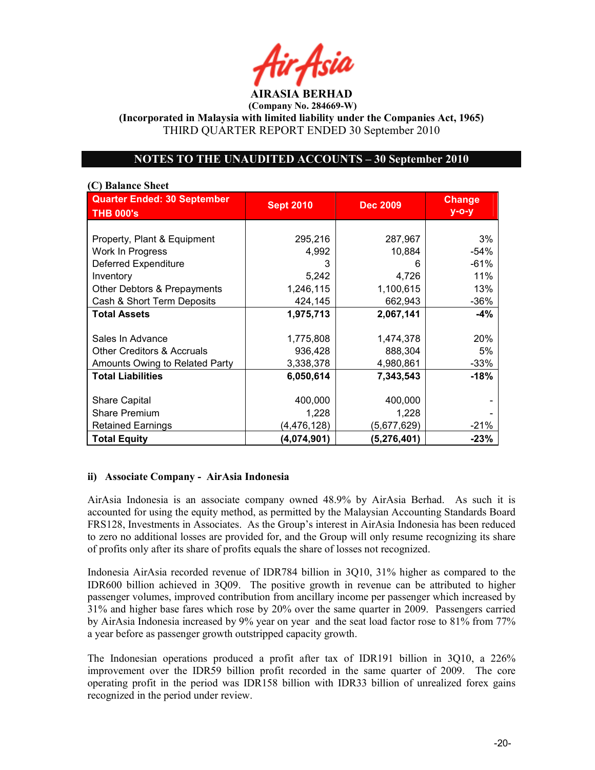**AIRASIA BERHAD**
**(Company No. 284669-W)**
**(Incorporated in Malaysia with limited liability under the Companies Act, 1965)**
THIRD QUARTER REPORT ENDED 30 September 2010

## NOTES TO THE UNAUDITED ACCOUNTS – 30 September 2010

**(C) Balance Sheet**

| Quarter Ended: 30 September THB 000's | Sept 2010 | Dec 2009 | Change y-o-y |
|---|---|---|---|
| Property, Plant & Equipment | 295,216 | 287,967 | 3% |
| Work In Progress | 4,992 | 10,884 | -54% |
| Deferred Expenditure | 3 | 6 | -61% |
| Inventory | 5,242 | 4,726 | 11% |
| Other Debtors & Prepayments | 1,246,115 | 1,100,615 | 13% |
| Cash & Short Term Deposits | 424,145 | 662,943 | -36% |
| **Total Assets** | **1,975,713** | **2,067,141** | **-4%** |
| Sales In Advance | 1,775,808 | 1,474,378 | 20% |
| Other Creditors & Accruals | 936,428 | 888,304 | 5% |
| Amounts Owing to Related Party | 3,338,378 | 4,980,861 | -33% |
| **Total Liabilities** | **6,050,614** | **7,343,543** | **-18%** |
| Share Capital | 400,000 | 400,000 | - |
| Share Premium | 1,228 | 1,228 | - |
| Retained Earnings | (4,476,128) | (5,677,629) | -21% |
| **Total Equity** | **(4,074,901)** | **(5,276,401)** | **-23%** |

### ii) Associate Company - AirAsia Indonesia

AirAsia Indonesia is an associate company owned 48.9% by AirAsia Berhad. As such it is accounted for using the equity method, as permitted by the Malaysian Accounting Standards Board FRS128, Investments in Associates. As the Group's interest in AirAsia Indonesia has been reduced to zero no additional losses are provided for, and the Group will only resume recognizing its share of profits only after its share of profits equals the share of losses not recognized.

Indonesia AirAsia recorded revenue of IDR784 billion in 3Q10, 31% higher as compared to the IDR600 billion achieved in 3Q09. The positive growth in revenue can be attributed to higher passenger volumes, improved contribution from ancillary income per passenger which increased by 31% and higher base fares which rose by 20% over the same quarter in 2009. Passengers carried by AirAsia Indonesia increased by 9% year on year and the seat load factor rose to 81% from 77% a year before as passenger growth outstripped capacity growth.

The Indonesian operations produced a profit after tax of IDR191 billion in 3Q10, a 226% improvement over the IDR59 billion profit recorded in the same quarter of 2009. The core operating profit in the period was IDR158 billion with IDR33 billion of unrealized forex gains recognized in the period under review.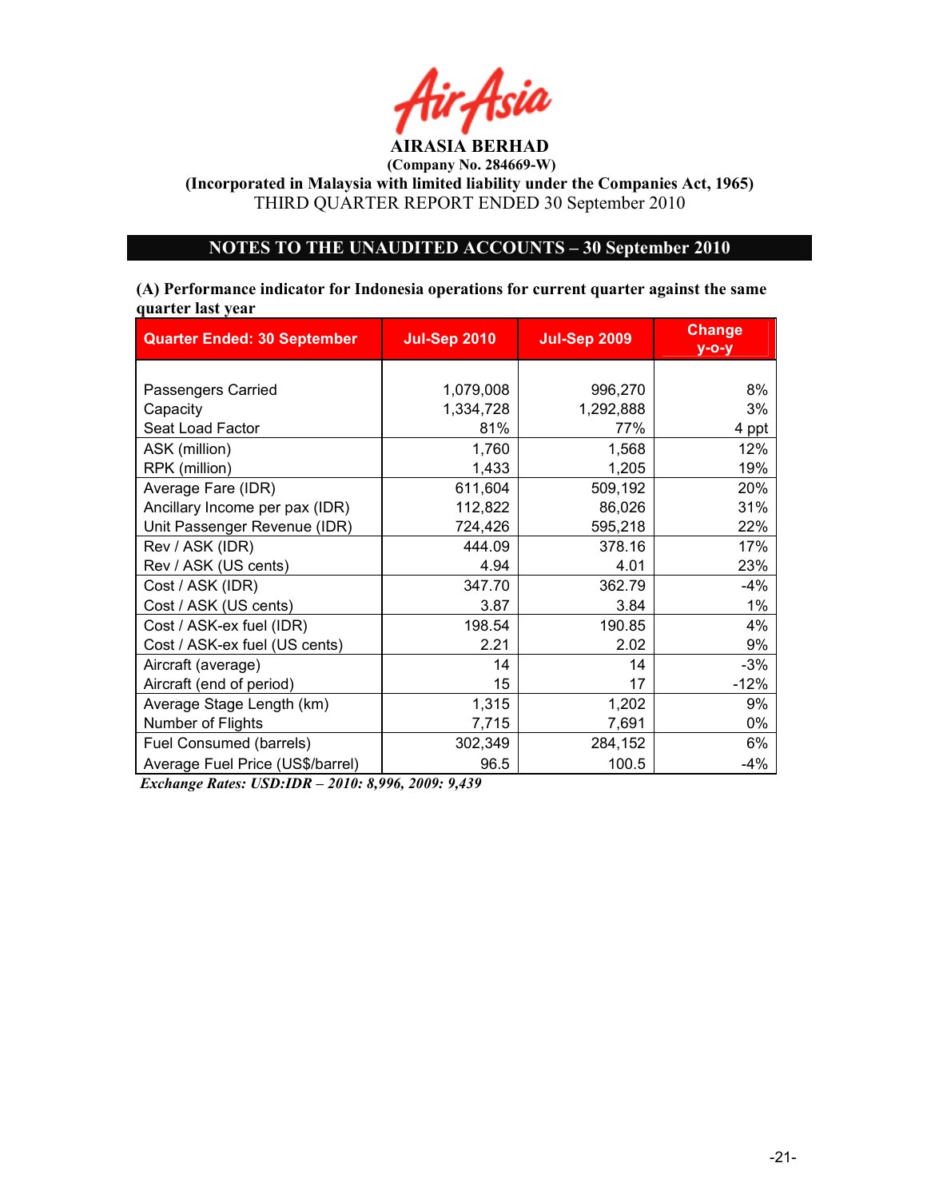**AIRASIA BERHAD**
**(Company No. 284669-W)**
**(Incorporated in Malaysia with limited liability under the Companies Act, 1965)**
THIRD QUARTER REPORT ENDED 30 September 2010

## NOTES TO THE UNAUDITED ACCOUNTS – 30 September 2010

**(A) Performance indicator for Indonesia operations for current quarter against the same quarter last year**

| Quarter Ended: 30 September | Jul-Sep 2010 | Jul-Sep 2009 | Change y-o-y |
|---|---|---|---|
| Passengers Carried | 1,079,008 | 996,270 | 8% |
| Capacity | 1,334,728 | 1,292,888 | 3% |
| Seat Load Factor | 81% | 77% | 4 ppt |
| ASK (million) | 1,760 | 1,568 | 12% |
| RPK (million) | 1,433 | 1,205 | 19% |
| Average Fare (IDR) | 611,604 | 509,192 | 20% |
| Ancillary Income per pax (IDR) | 112,822 | 86,026 | 31% |
| Unit Passenger Revenue (IDR) | 724,426 | 595,218 | 22% |
| Rev / ASK (IDR) | 444.09 | 378.16 | 17% |
| Rev / ASK (US cents) | 4.94 | 4.01 | 23% |
| Cost / ASK (IDR) | 347.70 | 362.79 | -4% |
| Cost / ASK (US cents) | 3.87 | 3.84 | 1% |
| Cost / ASK-ex fuel (IDR) | 198.54 | 190.85 | 4% |
| Cost / ASK-ex fuel (US cents) | 2.21 | 2.02 | 9% |
| Aircraft (average) | 14 | 14 | -3% |
| Aircraft (end of period) | 15 | 17 | -12% |
| Average Stage Length (km) | 1,315 | 1,202 | 9% |
| Number of Flights | 7,715 | 7,691 | 0% |
| Fuel Consumed (barrels) | 302,349 | 284,152 | 6% |
| Average Fuel Price (US$/barrel) | 96.5 | 100.5 | -4% |

***Exchange Rates: USD:IDR – 2010: 8,996, 2009: 9,439***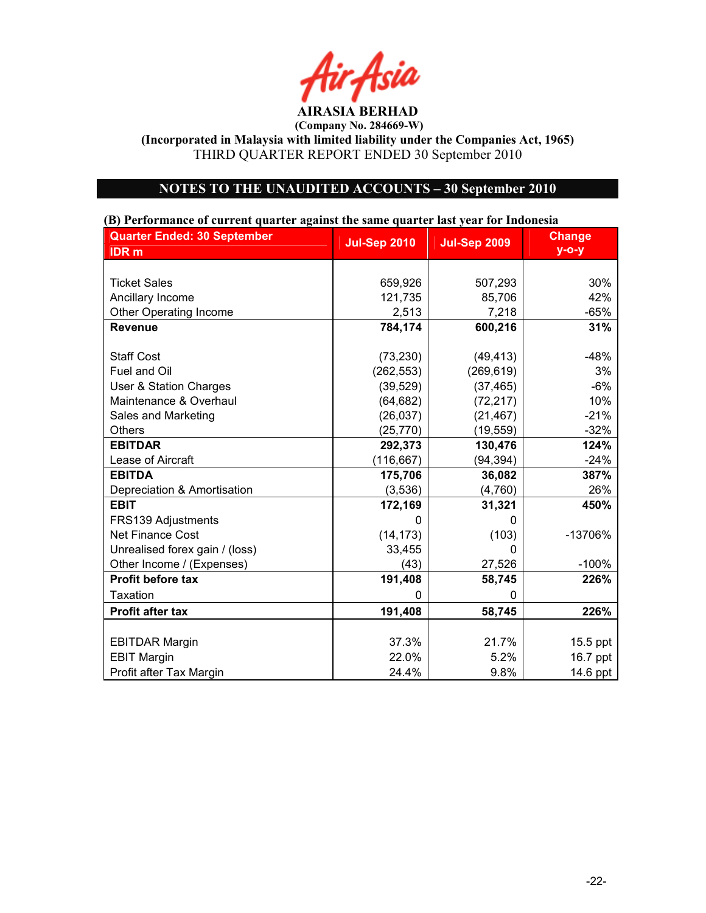AirAsia

**AIRASIA BERHAD**
**(Company No. 284669-W)**
**(Incorporated in Malaysia with limited liability under the Companies Act, 1965)**
THIRD QUARTER REPORT ENDED 30 September 2010

## NOTES TO THE UNAUDITED ACCOUNTS – 30 September 2010

**(B) Performance of current quarter against the same quarter last year for Indonesia**

| Quarter Ended: 30 September<br>IDR m | Jul-Sep 2010 | Jul-Sep 2009 | Change y-o-y |
|---|---|---|---|
| Ticket Sales | 659,926 | 507,293 | 30% |
| Ancillary Income | 121,735 | 85,706 | 42% |
| Other Operating Income | 2,513 | 7,218 | -65% |
| **Revenue** | **784,174** | **600,216** | **31%** |
| Staff Cost | (73,230) | (49,413) | -48% |
| Fuel and Oil | (262,553) | (269,619) | 3% |
| User & Station Charges | (39,529) | (37,465) | -6% |
| Maintenance & Overhaul | (64,682) | (72,217) | 10% |
| Sales and Marketing | (26,037) | (21,467) | -21% |
| Others | (25,770) | (19,559) | -32% |
| **EBITDAR** | **292,373** | **130,476** | **124%** |
| Lease of Aircraft | (116,667) | (94,394) | -24% |
| **EBITDA** | **175,706** | **36,082** | **387%** |
| Depreciation & Amortisation | (3,536) | (4,760) | 26% |
| **EBIT** | **172,169** | **31,321** | **450%** |
| FRS139 Adjustments | 0 | 0 | |
| Net Finance Cost | (14,173) | (103) | -13706% |
| Unrealised forex gain / (loss) | 33,455 | 0 | |
| Other Income / (Expenses) | (43) | 27,526 | -100% |
| **Profit before tax** | **191,408** | **58,745** | **226%** |
| Taxation | 0 | 0 | |
| **Profit after tax** | **191,408** | **58,745** | **226%** |
| EBITDAR Margin | 37.3% | 21.7% | 15.5 ppt |
| EBIT Margin | 22.0% | 5.2% | 16.7 ppt |
| Profit after Tax Margin | 24.4% | 9.8% | 14.6 ppt |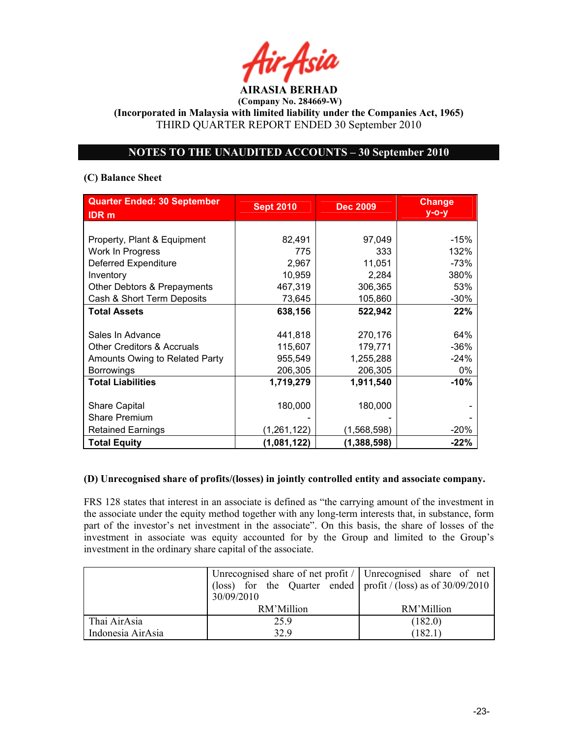**AIRASIA BERHAD**
**(Company No. 284669-W)**
**(Incorporated in Malaysia with limited liability under the Companies Act, 1965)**
THIRD QUARTER REPORT ENDED 30 September 2010

## NOTES TO THE UNAUDITED ACCOUNTS – 30 September 2010

### (C) Balance Sheet

| Quarter Ended: 30 September IDR m | Sept 2010 | Dec 2009 | Change y-o-y |
|---|---|---|---|
| Property, Plant & Equipment | 82,491 | 97,049 | -15% |
| Work In Progress | 775 | 333 | 132% |
| Deferred Expenditure | 2,967 | 11,051 | -73% |
| Inventory | 10,959 | 2,284 | 380% |
| Other Debtors & Prepayments | 467,319 | 306,365 | 53% |
| Cash & Short Term Deposits | 73,645 | 105,860 | -30% |
| **Total Assets** | **638,156** | **522,942** | **22%** |
| Sales In Advance | 441,818 | 270,176 | 64% |
| Other Creditors & Accruals | 115,607 | 179,771 | -36% |
| Amounts Owing to Related Party | 955,549 | 1,255,288 | -24% |
| Borrowings | 206,305 | 206,305 | 0% |
| **Total Liabilities** | **1,719,279** | **1,911,540** | **-10%** |
| Share Capital | 180,000 | 180,000 | - |
| Share Premium | - | - | - |
| Retained Earnings | (1,261,122) | (1,568,598) | -20% |
| **Total Equity** | **(1,081,122)** | **(1,388,598)** | **-22%** |

### (D) Unrecognised share of profits/(losses) in jointly controlled entity and associate company.

FRS 128 states that interest in an associate is defined as "the carrying amount of the investment in the associate under the equity method together with any long-term interests that, in substance, form part of the investor's net investment in the associate". On this basis, the share of losses of the investment in associate was equity accounted for by the Group and limited to the Group's investment in the ordinary share capital of the associate.

| | Unrecognised share of net profit / (loss) for the Quarter ended 30/09/2010 | Unrecognised share of net profit / (loss) as of 30/09/2010 |
|---|---|---|
| | RM'Million | RM'Million |
| Thai AirAsia | 25.9 | (182.0) |
| Indonesia AirAsia | 32.9 | (182.1) |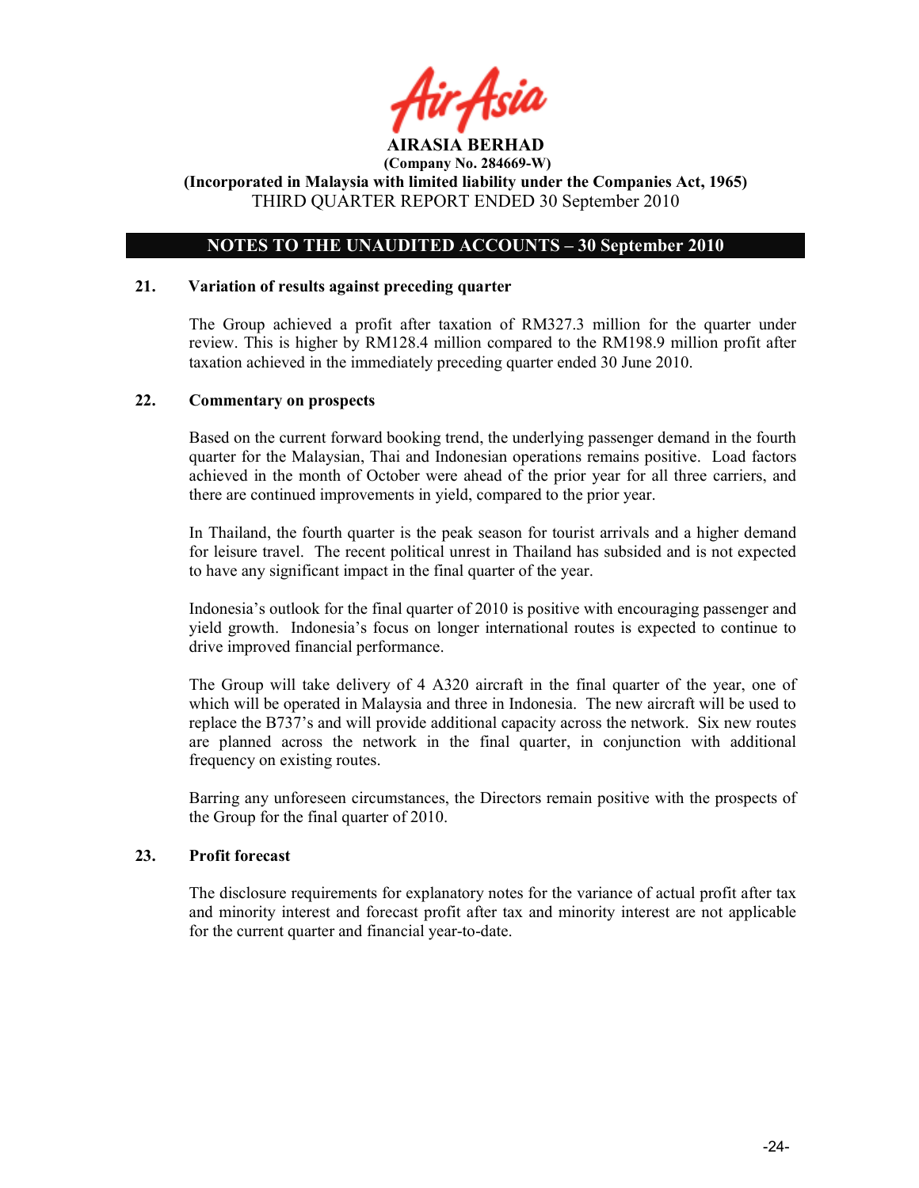## NOTES TO THE UNAUDITED ACCOUNTS – 30 September 2010

### 21. Variation of results against preceding quarter

The Group achieved a profit after taxation of RM327.3 million for the quarter under review. This is higher by RM128.4 million compared to the RM198.9 million profit after taxation achieved in the immediately preceding quarter ended 30 June 2010.

### 22. Commentary on prospects

Based on the current forward booking trend, the underlying passenger demand in the fourth quarter for the Malaysian, Thai and Indonesian operations remains positive. Load factors achieved in the month of October were ahead of the prior year for all three carriers, and there are continued improvements in yield, compared to the prior year.

In Thailand, the fourth quarter is the peak season for tourist arrivals and a higher demand for leisure travel. The recent political unrest in Thailand has subsided and is not expected to have any significant impact in the final quarter of the year.

Indonesia's outlook for the final quarter of 2010 is positive with encouraging passenger and yield growth. Indonesia's focus on longer international routes is expected to continue to drive improved financial performance.

The Group will take delivery of 4 A320 aircraft in the final quarter of the year, one of which will be operated in Malaysia and three in Indonesia. The new aircraft will be used to replace the B737's and will provide additional capacity across the network. Six new routes are planned across the network in the final quarter, in conjunction with additional frequency on existing routes.

Barring any unforeseen circumstances, the Directors remain positive with the prospects of the Group for the final quarter of 2010.

### 23. Profit forecast

The disclosure requirements for explanatory notes for the variance of actual profit after tax and minority interest and forecast profit after tax and minority interest are not applicable for the current quarter and financial year-to-date.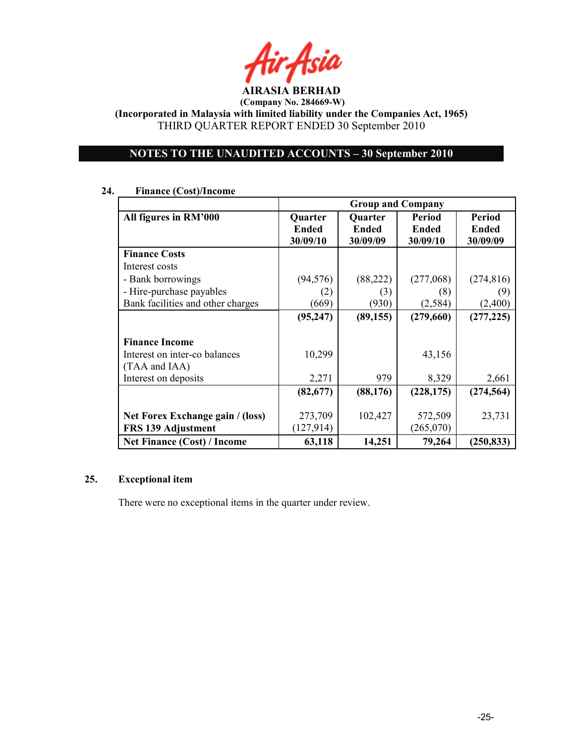**AIRASIA BERHAD**

**(Company No. 284669-W)**

**(Incorporated in Malaysia with limited liability under the Companies Act, 1965)**

THIRD QUARTER REPORT ENDED 30 September 2010

## NOTES TO THE UNAUDITED ACCOUNTS – 30 September 2010

### 24. Finance (Cost)/Income

| | Group and Company | | | |
|---|---|---|---|---|
| **All figures in RM'000** | **Quarter Ended 30/09/10** | **Quarter Ended 30/09/09** | **Period Ended 30/09/10** | **Period Ended 30/09/09** |
| **Finance Costs** | | | | |
| Interest costs | | | | |
| - Bank borrowings | (94,576) | (88,222) | (277,068) | (274,816) |
| - Hire-purchase payables | (2) | (3) | (8) | (9) |
| Bank facilities and other charges | (669) | (930) | (2,584) | (2,400) |
| | **(95,247)** | **(89,155)** | **(279,660)** | **(277,225)** |
| **Finance Income** | | | | |
| Interest on inter-co balances (TAA and IAA) | 10,299 | | 43,156 | |
| Interest on deposits | 2,271 | 979 | 8,329 | 2,661 |
| | **(82,677)** | **(88,176)** | **(228,175)** | **(274,564)** |
| **Net Forex Exchange gain / (loss)** | 273,709 | 102,427 | 572,509 | 23,731 |
| **FRS 139 Adjustment** | (127,914) | | (265,070) | |
| **Net Finance (Cost) / Income** | **63,118** | **14,251** | **79,264** | **(250,833)** |

### 25. Exceptional item

There were no exceptional items in the quarter under review.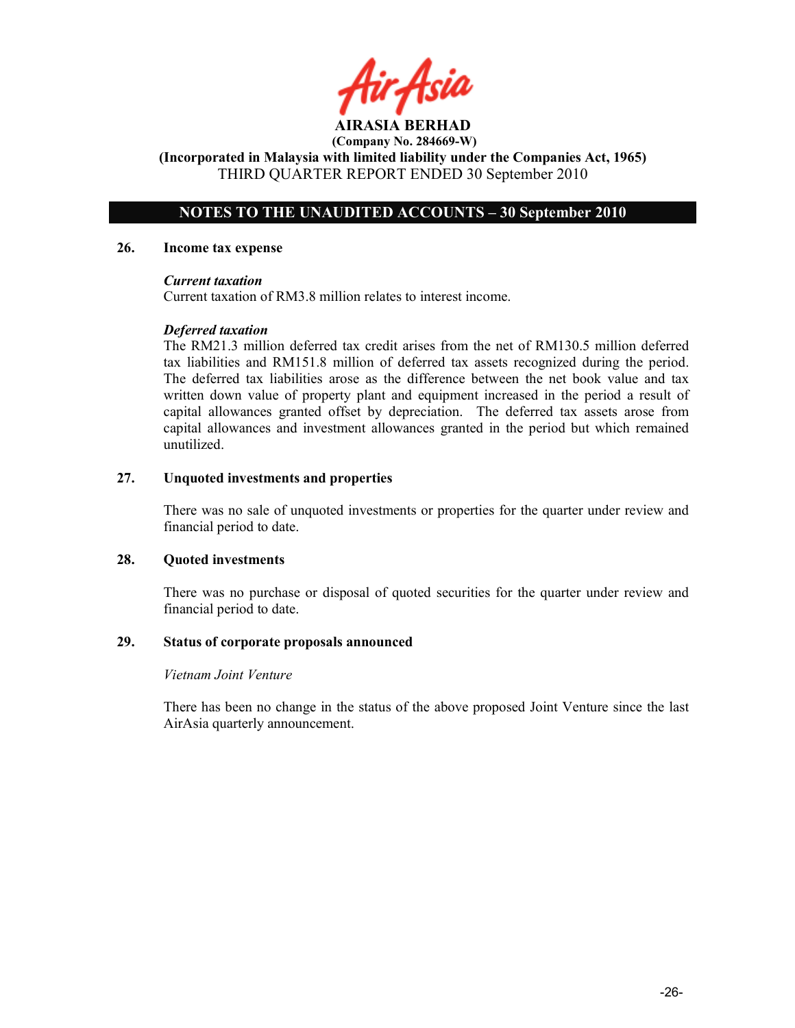**AIRASIA BERHAD**

**(Company No. 284669-W)**

**(Incorporated in Malaysia with limited liability under the Companies Act, 1965)**

THIRD QUARTER REPORT ENDED 30 September 2010

## NOTES TO THE UNAUDITED ACCOUNTS – 30 September 2010

### 26. Income tax expense

***Current taxation***

Current taxation of RM3.8 million relates to interest income.

***Deferred taxation***

The RM21.3 million deferred tax credit arises from the net of RM130.5 million deferred tax liabilities and RM151.8 million of deferred tax assets recognized during the period. The deferred tax liabilities arose as the difference between the net book value and tax written down value of property plant and equipment increased in the period a result of capital allowances granted offset by depreciation. The deferred tax assets arose from capital allowances and investment allowances granted in the period but which remained unutilized.

### 27. Unquoted investments and properties

There was no sale of unquoted investments or properties for the quarter under review and financial period to date.

### 28. Quoted investments

There was no purchase or disposal of quoted securities for the quarter under review and financial period to date.

### 29. Status of corporate proposals announced

*Vietnam Joint Venture*

There has been no change in the status of the above proposed Joint Venture since the last AirAsia quarterly announcement.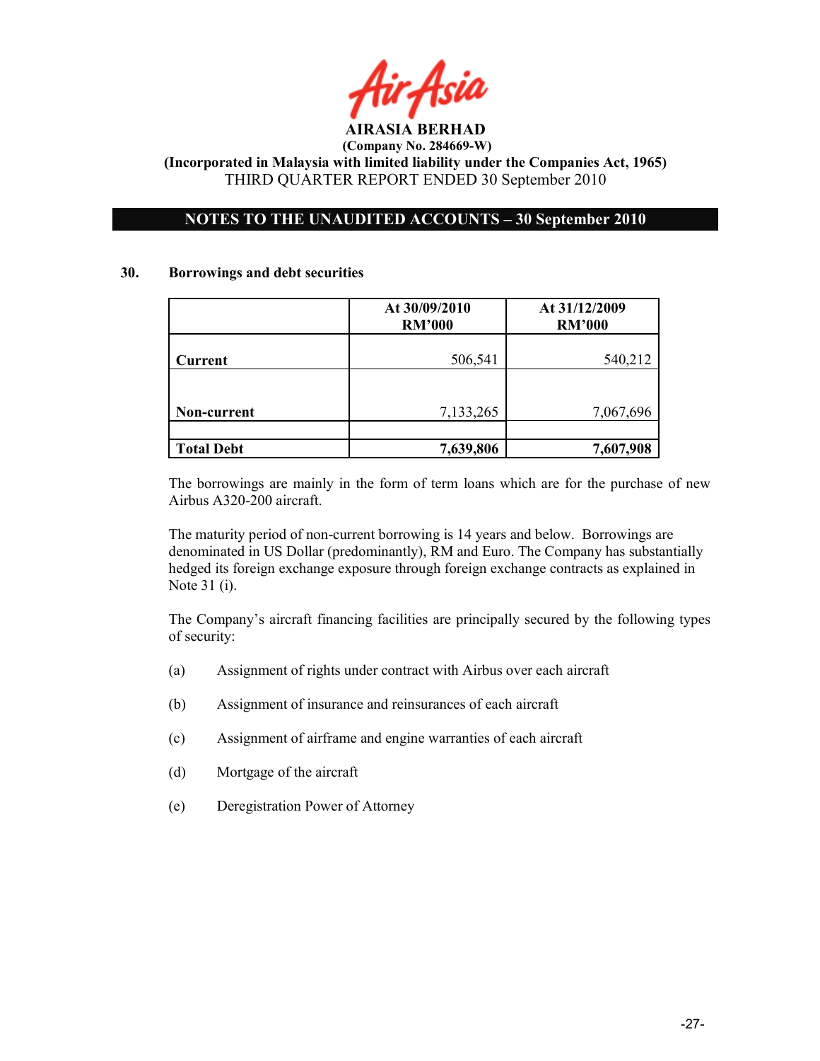**AIRASIA BERHAD**
**(Company No. 284669-W)**
**(Incorporated in Malaysia with limited liability under the Companies Act, 1965)**
THIRD QUARTER REPORT ENDED 30 September 2010

## NOTES TO THE UNAUDITED ACCOUNTS – 30 September 2010

### 30. Borrowings and debt securities

| | At 30/09/2010 RM'000 | At 31/12/2009 RM'000 |
|---|---|---|
| **Current** | 506,541 | 540,212 |
| **Non-current** | 7,133,265 | 7,067,696 |
| | | |
| **Total Debt** | **7,639,806** | **7,607,908** |

The borrowings are mainly in the form of term loans which are for the purchase of new Airbus A320-200 aircraft.

The maturity period of non-current borrowing is 14 years and below. Borrowings are denominated in US Dollar (predominantly), RM and Euro. The Company has substantially hedged its foreign exchange exposure through foreign exchange contracts as explained in Note 31 (i).

The Company's aircraft financing facilities are principally secured by the following types of security:

(a) Assignment of rights under contract with Airbus over each aircraft

(b) Assignment of insurance and reinsurances of each aircraft

(c) Assignment of airframe and engine warranties of each aircraft

(d) Mortgage of the aircraft

(e) Deregistration Power of Attorney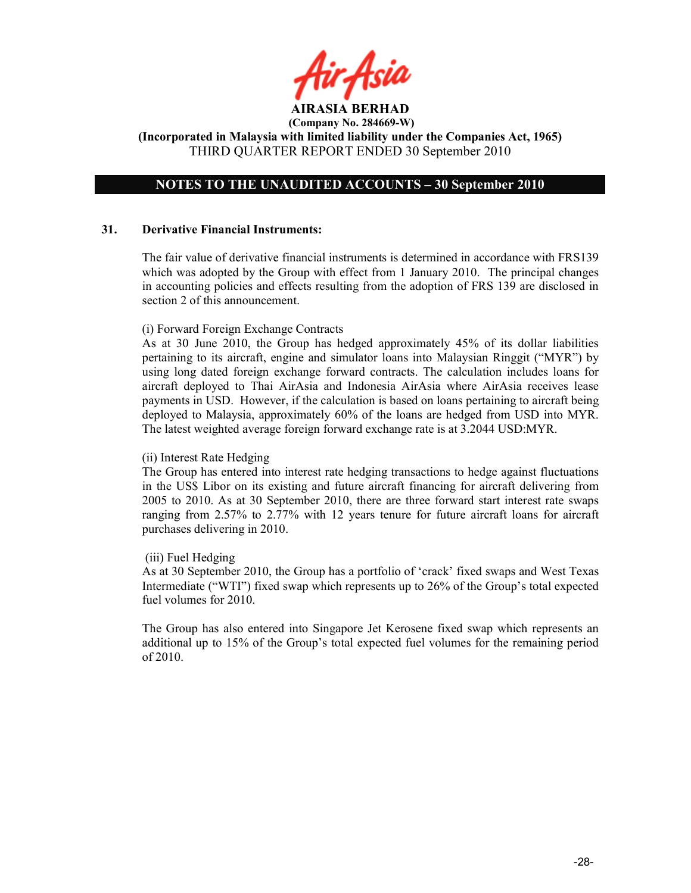**AIRASIA BERHAD**
**(Company No. 284669-W)**
**(Incorporated in Malaysia with limited liability under the Companies Act, 1965)**
THIRD QUARTER REPORT ENDED 30 September 2010

## NOTES TO THE UNAUDITED ACCOUNTS – 30 September 2010

### 31. Derivative Financial Instruments:

The fair value of derivative financial instruments is determined in accordance with FRS139 which was adopted by the Group with effect from 1 January 2010. The principal changes in accounting policies and effects resulting from the adoption of FRS 139 are disclosed in section 2 of this announcement.

(i) Forward Foreign Exchange Contracts
As at 30 June 2010, the Group has hedged approximately 45% of its dollar liabilities pertaining to its aircraft, engine and simulator loans into Malaysian Ringgit ("MYR") by using long dated foreign exchange forward contracts. The calculation includes loans for aircraft deployed to Thai AirAsia and Indonesia AirAsia where AirAsia receives lease payments in USD. However, if the calculation is based on loans pertaining to aircraft being deployed to Malaysia, approximately 60% of the loans are hedged from USD into MYR. The latest weighted average foreign forward exchange rate is at 3.2044 USD:MYR.

(ii) Interest Rate Hedging
The Group has entered into interest rate hedging transactions to hedge against fluctuations in the US$ Libor on its existing and future aircraft financing for aircraft delivering from 2005 to 2010. As at 30 September 2010, there are three forward start interest rate swaps ranging from 2.57% to 2.77% with 12 years tenure for future aircraft loans for aircraft purchases delivering in 2010.

(iii) Fuel Hedging
As at 30 September 2010, the Group has a portfolio of 'crack' fixed swaps and West Texas Intermediate ("WTI") fixed swap which represents up to 26% of the Group's total expected fuel volumes for 2010.

The Group has also entered into Singapore Jet Kerosene fixed swap which represents an additional up to 15% of the Group's total expected fuel volumes for the remaining period of 2010.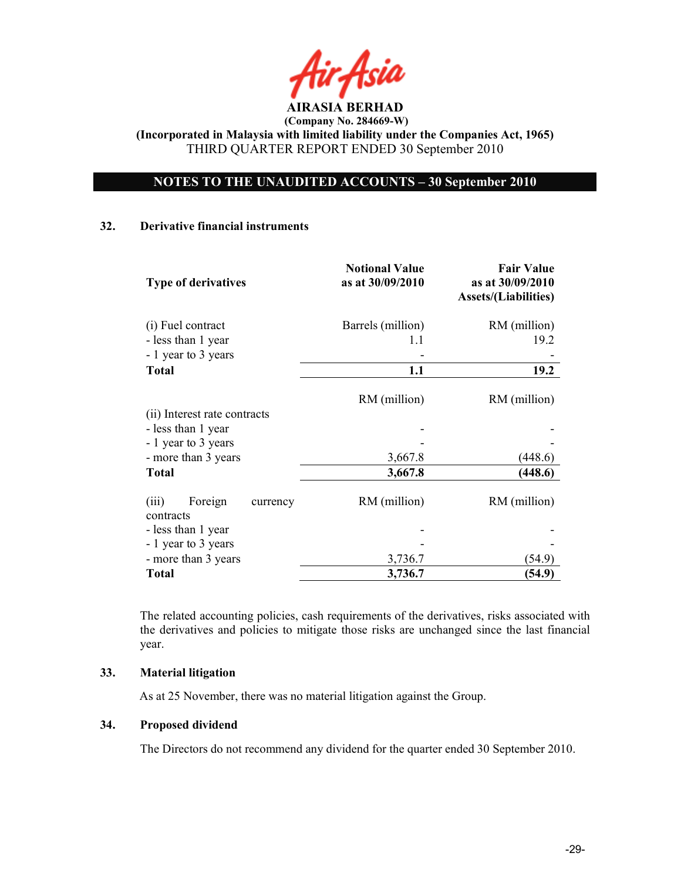**AIRASIA BERHAD**
**(Company No. 284669-W)**
**(Incorporated in Malaysia with limited liability under the Companies Act, 1965)**
THIRD QUARTER REPORT ENDED 30 September 2010

## NOTES TO THE UNAUDITED ACCOUNTS – 30 September 2010

### 32. Derivative financial instruments

| Type of derivatives | Notional Value as at 30/09/2010 | Fair Value as at 30/09/2010 Assets/(Liabilities) |
|---|---|---|
| (i) Fuel contract | Barrels (million) | RM (million) |
| - less than 1 year | 1.1 | 19.2 |
| - 1 year to 3 years | - | - |
| **Total** | **1.1** | **19.2** |
| | RM (million) | RM (million) |
| (ii) Interest rate contracts | | |
| - less than 1 year | - | - |
| - 1 year to 3 years | - | - |
| - more than 3 years | 3,667.8 | (448.6) |
| **Total** | **3,667.8** | **(448.6)** |
| (iii) Foreign currency contracts | RM (million) | RM (million) |
| - less than 1 year | - | - |
| - 1 year to 3 years | - | - |
| - more than 3 years | 3,736.7 | (54.9) |
| **Total** | **3,736.7** | **(54.9)** |

The related accounting policies, cash requirements of the derivatives, risks associated with the derivatives and policies to mitigate those risks are unchanged since the last financial year.

### 33. Material litigation

As at 25 November, there was no material litigation against the Group.

### 34. Proposed dividend

The Directors do not recommend any dividend for the quarter ended 30 September 2010.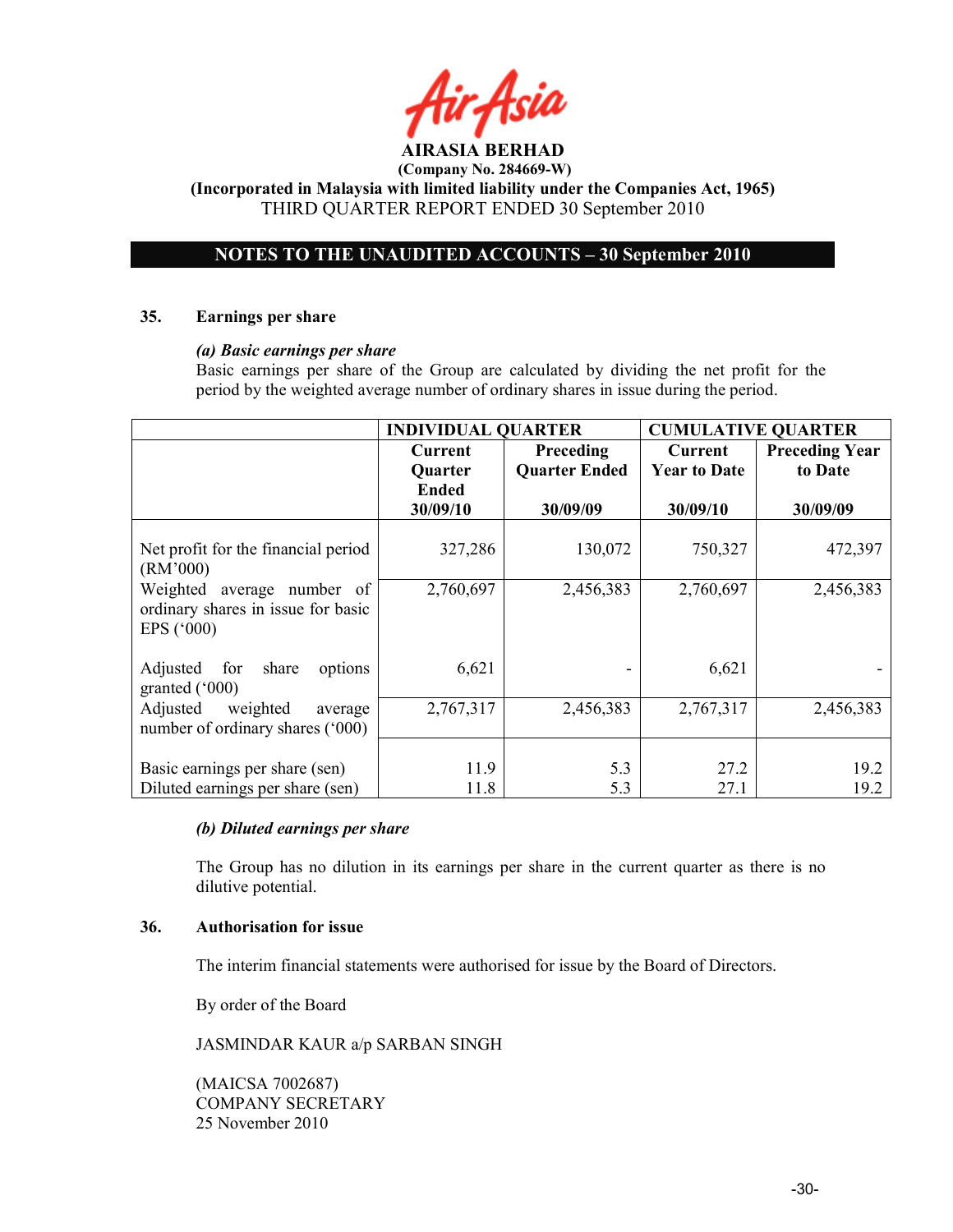AIRASIA BERHAD
(Company No. 284669-W)
(Incorporated in Malaysia with limited liability under the Companies Act, 1965)
THIRD QUARTER REPORT ENDED 30 September 2010

## NOTES TO THE UNAUDITED ACCOUNTS – 30 September 2010

### 35. Earnings per share

***(a) Basic earnings per share***

Basic earnings per share of the Group are calculated by dividing the net profit for the period by the weighted average number of ordinary shares in issue during the period.

| | INDIVIDUAL QUARTER | | CUMULATIVE QUARTER | |
|---|---|---|---|---|
| | **Current Quarter Ended 30/09/10** | **Preceding Quarter Ended 30/09/09** | **Current Year to Date 30/09/10** | **Preceding Year to Date 30/09/09** |
| Net profit for the financial period (RM'000) | 327,286 | 130,072 | 750,327 | 472,397 |
| Weighted average number of ordinary shares in issue for basic EPS ('000) | 2,760,697 | 2,456,383 | 2,760,697 | 2,456,383 |
| Adjusted for share options granted ('000) | 6,621 | - | 6,621 | - |
| Adjusted weighted average number of ordinary shares ('000) | 2,767,317 | 2,456,383 | 2,767,317 | 2,456,383 |
| Basic earnings per share (sen) | 11.9 | 5.3 | 27.2 | 19.2 |
| Diluted earnings per share (sen) | 11.8 | 5.3 | 27.1 | 19.2 |

***(b) Diluted earnings per share***

The Group has no dilution in its earnings per share in the current quarter as there is no dilutive potential.

### 36. Authorisation for issue

The interim financial statements were authorised for issue by the Board of Directors.

By order of the Board

JASMINDAR KAUR a/p SARBAN SINGH

(MAICSA 7002687)
COMPANY SECRETARY
25 November 2010